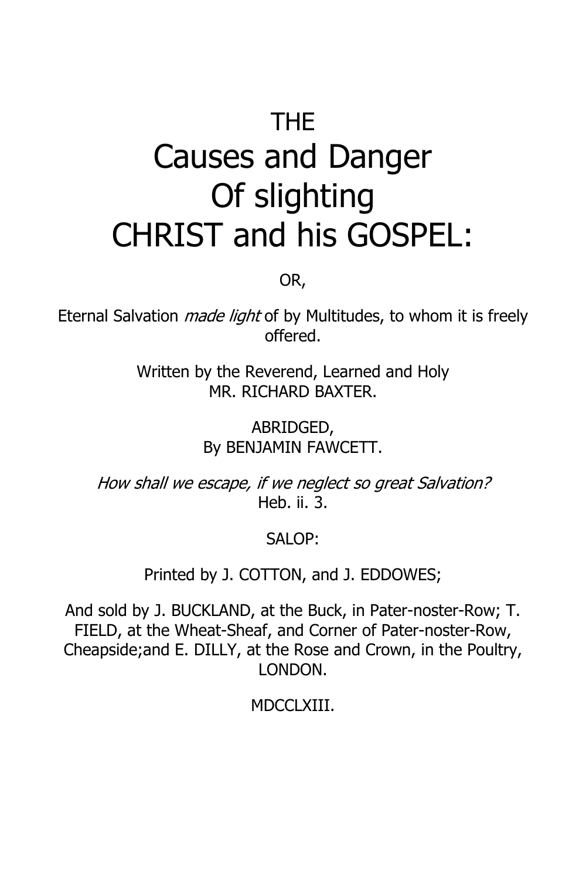THE

# Causes and Danger Of slighting CHRIST and his GOSPEL:

OR,

Eternal Salvation *made light* of by Multitudes, to whom it is freely offered.

Written by the Reverend, Learned and Holy
MR. RICHARD BAXTER.

ABRIDGED,
By BENJAMIN FAWCETT.

*How shall we escape, if we neglect so great Salvation?*
Heb. ii. 3.

SALOP:

Printed by J. COTTON, and J. EDDOWES;

And sold by J. BUCKLAND, at the Buck, in Pater-noster-Row; T. FIELD, at the Wheat-Sheaf, and Corner of Pater-noster-Row, Cheapside;and E. DILLY, at the Rose and Crown, in the Poultry, LONDON.

MDCCLXIII.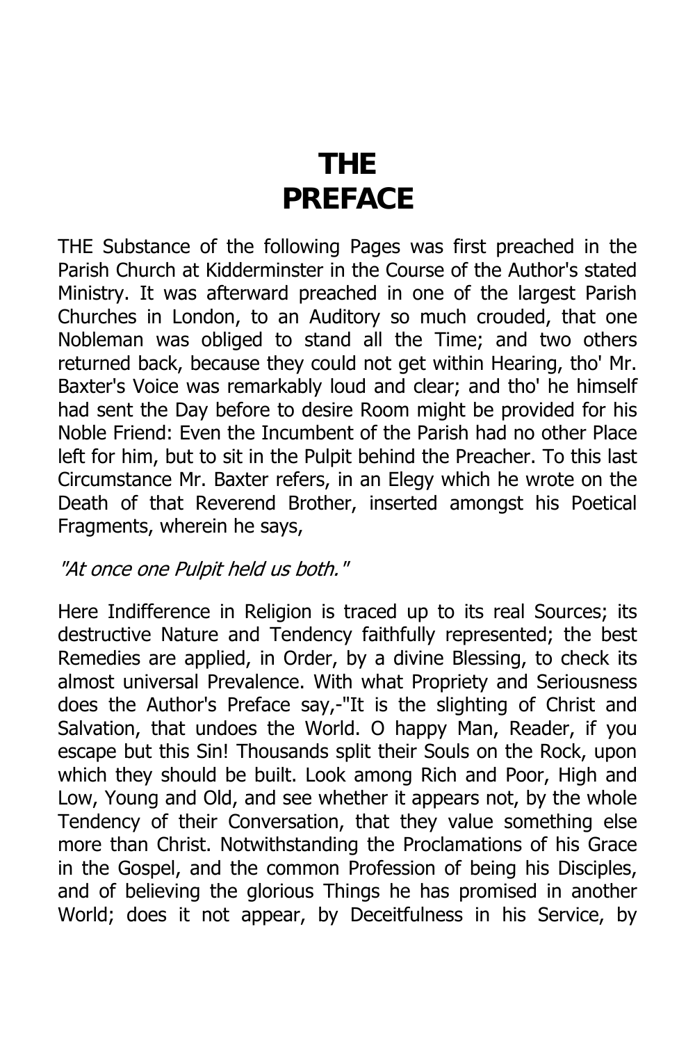# THE PREFACE

THE Substance of the following Pages was first preached in the Parish Church at Kidderminster in the Course of the Author's stated Ministry. It was afterward preached in one of the largest Parish Churches in London, to an Auditory so much crouded, that one Nobleman was obliged to stand all the Time; and two others returned back, because they could not get within Hearing, tho' Mr. Baxter's Voice was remarkably loud and clear; and tho' he himself had sent the Day before to desire Room might be provided for his Noble Friend: Even the Incumbent of the Parish had no other Place left for him, but to sit in the Pulpit behind the Preacher. To this last Circumstance Mr. Baxter refers, in an Elegy which he wrote on the Death of that Reverend Brother, inserted amongst his Poetical Fragments, wherein he says,

*"At once one Pulpit held us both."*

Here Indifference in Religion is traced up to its real Sources; its destructive Nature and Tendency faithfully represented; the best Remedies are applied, in Order, by a divine Blessing, to check its almost universal Prevalence. With what Propriety and Seriousness does the Author's Preface say,-"It is the slighting of Christ and Salvation, that undoes the World. O happy Man, Reader, if you escape but this Sin! Thousands split their Souls on the Rock, upon which they should be built. Look among Rich and Poor, High and Low, Young and Old, and see whether it appears not, by the whole Tendency of their Conversation, that they value something else more than Christ. Notwithstanding the Proclamations of his Grace in the Gospel, and the common Profession of being his Disciples, and of believing the glorious Things he has promised in another World; does it not appear, by Deceitfulness in his Service, by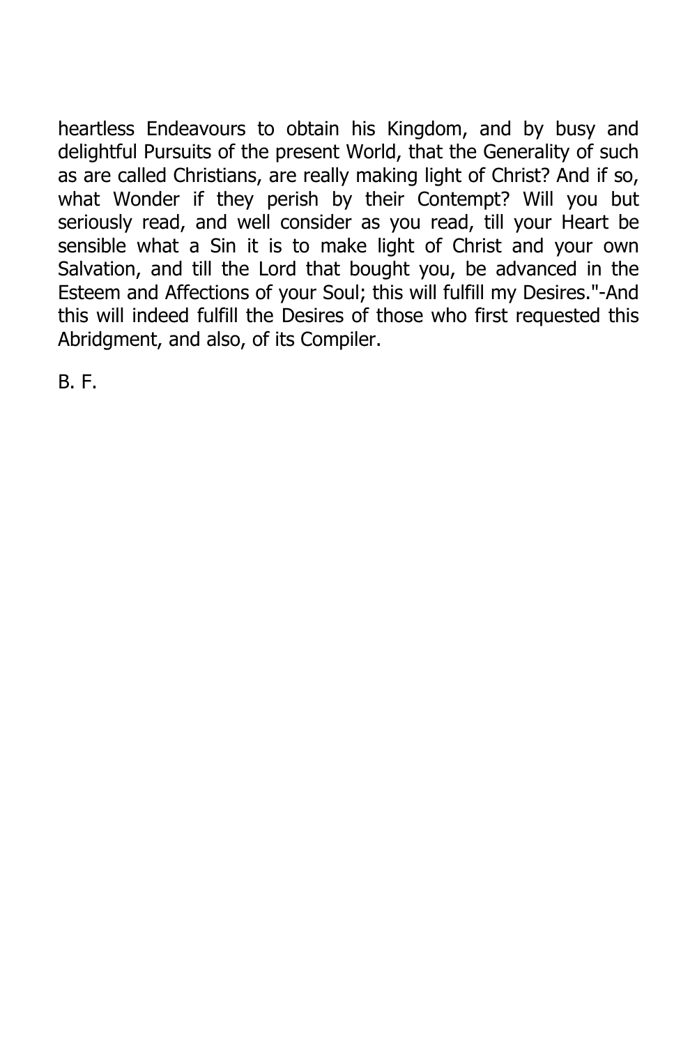heartless Endeavours to obtain his Kingdom, and by busy and delightful Pursuits of the present World, that the Generality of such as are called Christians, are really making light of Christ? And if so, what Wonder if they perish by their Contempt? Will you but seriously read, and well consider as you read, till your Heart be sensible what a Sin it is to make light of Christ and your own Salvation, and till the Lord that bought you, be advanced in the Esteem and Affections of your Soul; this will fulfill my Desires."-And this will indeed fulfill the Desires of those who first requested this Abridgment, and also, of its Compiler.

B. F.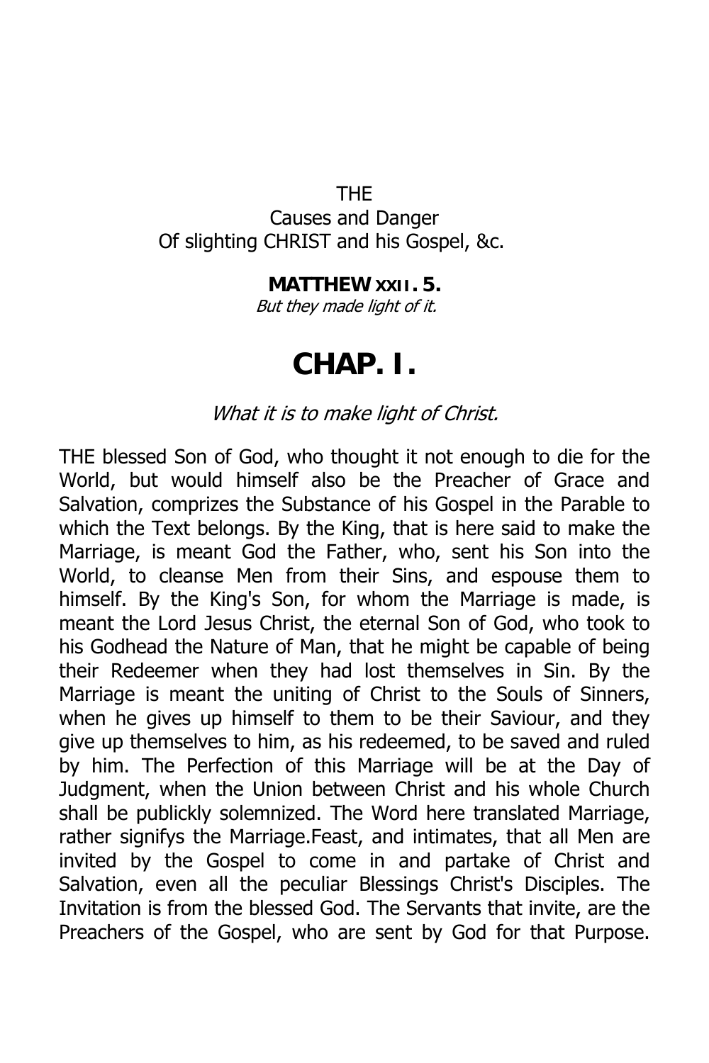THE  
Causes and Danger  
Of slighting CHRIST and his Gospel, &c.

**MATTHEW XXII. 5.**  
*But they made light of it.*

# CHAP. I.

*What it is to make light of Christ.*

THE blessed Son of God, who thought it not enough to die for the World, but would himself also be the Preacher of Grace and Salvation, comprizes the Substance of his Gospel in the Parable to which the Text belongs. By the King, that is here said to make the Marriage, is meant God the Father, who, sent his Son into the World, to cleanse Men from their Sins, and espouse them to himself. By the King's Son, for whom the Marriage is made, is meant the Lord Jesus Christ, the eternal Son of God, who took to his Godhead the Nature of Man, that he might be capable of being their Redeemer when they had lost themselves in Sin. By the Marriage is meant the uniting of Christ to the Souls of Sinners, when he gives up himself to them to be their Saviour, and they give up themselves to him, as his redeemed, to be saved and ruled by him. The Perfection of this Marriage will be at the Day of Judgment, when the Union between Christ and his whole Church shall be publickly solemnized. The Word here translated Marriage, rather signifys the Marriage.Feast, and intimates, that all Men are invited by the Gospel to come in and partake of Christ and Salvation, even all the peculiar Blessings Christ's Disciples. The Invitation is from the blessed God. The Servants that invite, are the Preachers of the Gospel, who are sent by God for that Purpose.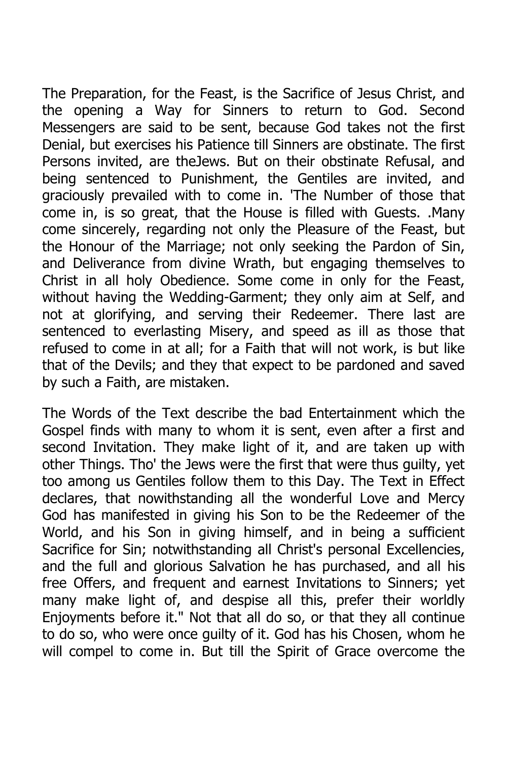The Preparation, for the Feast, is the Sacrifice of Jesus Christ, and the opening a Way for Sinners to return to God. Second Messengers are said to be sent, because God takes not the first Denial, but exercises his Patience till Sinners are obstinate. The first Persons invited, are theJews. But on their obstinate Refusal, and being sentenced to Punishment, the Gentiles are invited, and graciously prevailed with to come in. 'The Number of those that come in, is so great, that the House is filled with Guests. .Many come sincerely, regarding not only the Pleasure of the Feast, but the Honour of the Marriage; not only seeking the Pardon of Sin, and Deliverance from divine Wrath, but engaging themselves to Christ in all holy Obedience. Some come in only for the Feast, without having the Wedding-Garment; they only aim at Self, and not at glorifying, and serving their Redeemer. There last are sentenced to everlasting Misery, and speed as ill as those that refused to come in at all; for a Faith that will not work, is but like that of the Devils; and they that expect to be pardoned and saved by such a Faith, are mistaken.

The Words of the Text describe the bad Entertainment which the Gospel finds with many to whom it is sent, even after a first and second Invitation. They make light of it, and are taken up with other Things. Tho' the Jews were the first that were thus guilty, yet too among us Gentiles follow them to this Day. The Text in Effect declares, that nowithstanding all the wonderful Love and Mercy God has manifested in giving his Son to be the Redeemer of the World, and his Son in giving himself, and in being a sufficient Sacrifice for Sin; notwithstanding all Christ's personal Excellencies, and the full and glorious Salvation he has purchased, and all his free Offers, and frequent and earnest Invitations to Sinners; yet many make light of, and despise all this, prefer their worldly Enjoyments before it." Not that all do so, or that they all continue to do so, who were once guilty of it. God has his Chosen, whom he will compel to come in. But till the Spirit of Grace overcome the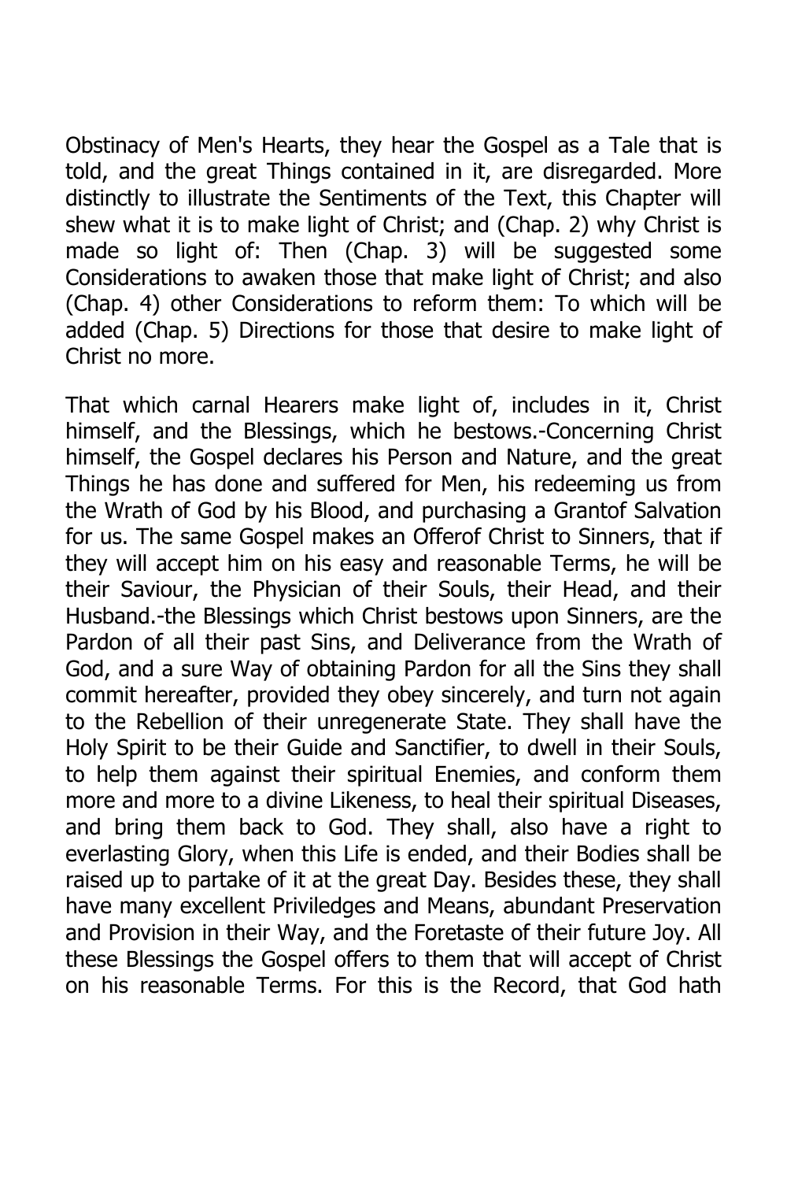Obstinacy of Men's Hearts, they hear the Gospel as a Tale that is told, and the great Things contained in it, are disregarded. More distinctly to illustrate the Sentiments of the Text, this Chapter will shew what it is to make light of Christ; and (Chap. 2) why Christ is made so light of: Then (Chap. 3) will be suggested some Considerations to awaken those that make light of Christ; and also (Chap. 4) other Considerations to reform them: To which will be added (Chap. 5) Directions for those that desire to make light of Christ no more.

That which carnal Hearers make light of, includes in it, Christ himself, and the Blessings, which he bestows.-Concerning Christ himself, the Gospel declares his Person and Nature, and the great Things he has done and suffered for Men, his redeeming us from the Wrath of God by his Blood, and purchasing a Grantof Salvation for us. The same Gospel makes an Offerof Christ to Sinners, that if they will accept him on his easy and reasonable Terms, he will be their Saviour, the Physician of their Souls, their Head, and their Husband.-the Blessings which Christ bestows upon Sinners, are the Pardon of all their past Sins, and Deliverance from the Wrath of God, and a sure Way of obtaining Pardon for all the Sins they shall commit hereafter, provided they obey sincerely, and turn not again to the Rebellion of their unregenerate State. They shall have the Holy Spirit to be their Guide and Sanctifier, to dwell in their Souls, to help them against their spiritual Enemies, and conform them more and more to a divine Likeness, to heal their spiritual Diseases, and bring them back to God. They shall, also have a right to everlasting Glory, when this Life is ended, and their Bodies shall be raised up to partake of it at the great Day. Besides these, they shall have many excellent Priviledges and Means, abundant Preservation and Provision in their Way, and the Foretaste of their future Joy. All these Blessings the Gospel offers to them that will accept of Christ on his reasonable Terms. For this is the Record, that God hath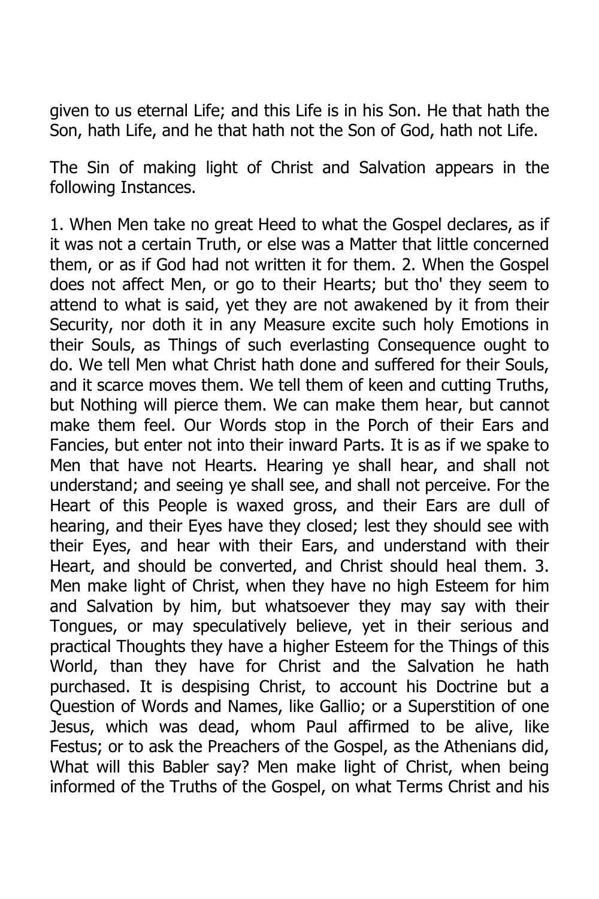given to us eternal Life; and this Life is in his Son. He that hath the Son, hath Life, and he that hath not the Son of God, hath not Life.

The Sin of making light of Christ and Salvation appears in the following Instances.

1. When Men take no great Heed to what the Gospel declares, as if it was not a certain Truth, or else was a Matter that little concerned them, or as if God had not written it for them. 2. When the Gospel does not affect Men, or go to their Hearts; but tho' they seem to attend to what is said, yet they are not awakened by it from their Security, nor doth it in any Measure excite such holy Emotions in their Souls, as Things of such everlasting Consequence ought to do. We tell Men what Christ hath done and suffered for their Souls, and it scarce moves them. We tell them of keen and cutting Truths, but Nothing will pierce them. We can make them hear, but cannot make them feel. Our Words stop in the Porch of their Ears and Fancies, but enter not into their inward Parts. It is as if we spake to Men that have not Hearts. Hearing ye shall hear, and shall not understand; and seeing ye shall see, and shall not perceive. For the Heart of this People is waxed gross, and their Ears are dull of hearing, and their Eyes have they closed; lest they should see with their Eyes, and hear with their Ears, and understand with their Heart, and should be converted, and Christ should heal them. 3. Men make light of Christ, when they have no high Esteem for him and Salvation by him, but whatsoever they may say with their Tongues, or may speculatively believe, yet in their serious and practical Thoughts they have a higher Esteem for the Things of this World, than they have for Christ and the Salvation he hath purchased. It is despising Christ, to account his Doctrine but a Question of Words and Names, like Gallio; or a Superstition of one Jesus, which was dead, whom Paul affirmed to be alive, like Festus; or to ask the Preachers of the Gospel, as the Athenians did, What will this Babler say? Men make light of Christ, when being informed of the Truths of the Gospel, on what Terms Christ and his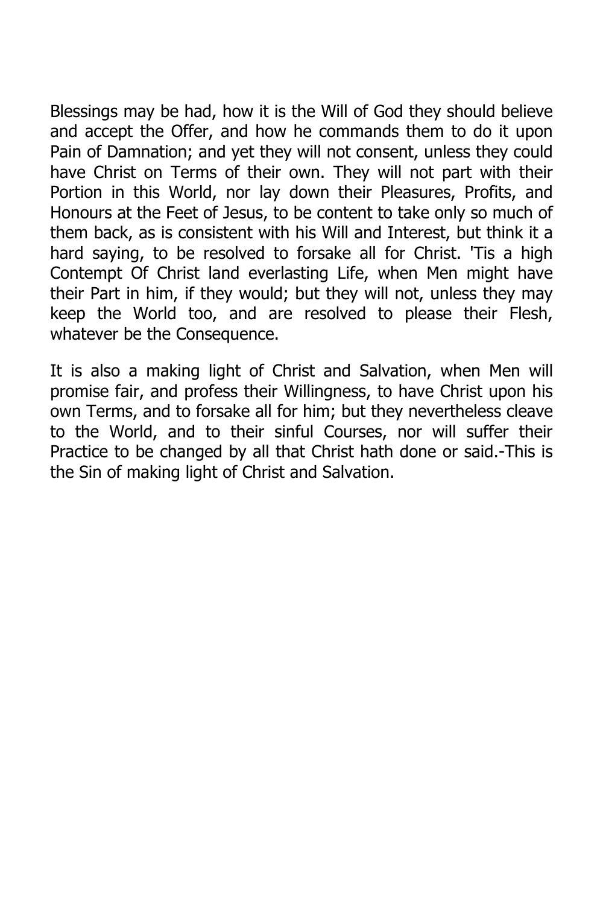Blessings may be had, how it is the Will of God they should believe and accept the Offer, and how he commands them to do it upon Pain of Damnation; and yet they will not consent, unless they could have Christ on Terms of their own. They will not part with their Portion in this World, nor lay down their Pleasures, Profits, and Honours at the Feet of Jesus, to be content to take only so much of them back, as is consistent with his Will and Interest, but think it a hard saying, to be resolved to forsake all for Christ. 'Tis a high Contempt Of Christ land everlasting Life, when Men might have their Part in him, if they would; but they will not, unless they may keep the World too, and are resolved to please their Flesh, whatever be the Consequence.

It is also a making light of Christ and Salvation, when Men will promise fair, and profess their Willingness, to have Christ upon his own Terms, and to forsake all for him; but they nevertheless cleave to the World, and to their sinful Courses, nor will suffer their Practice to be changed by all that Christ hath done or said.-This is the Sin of making light of Christ and Salvation.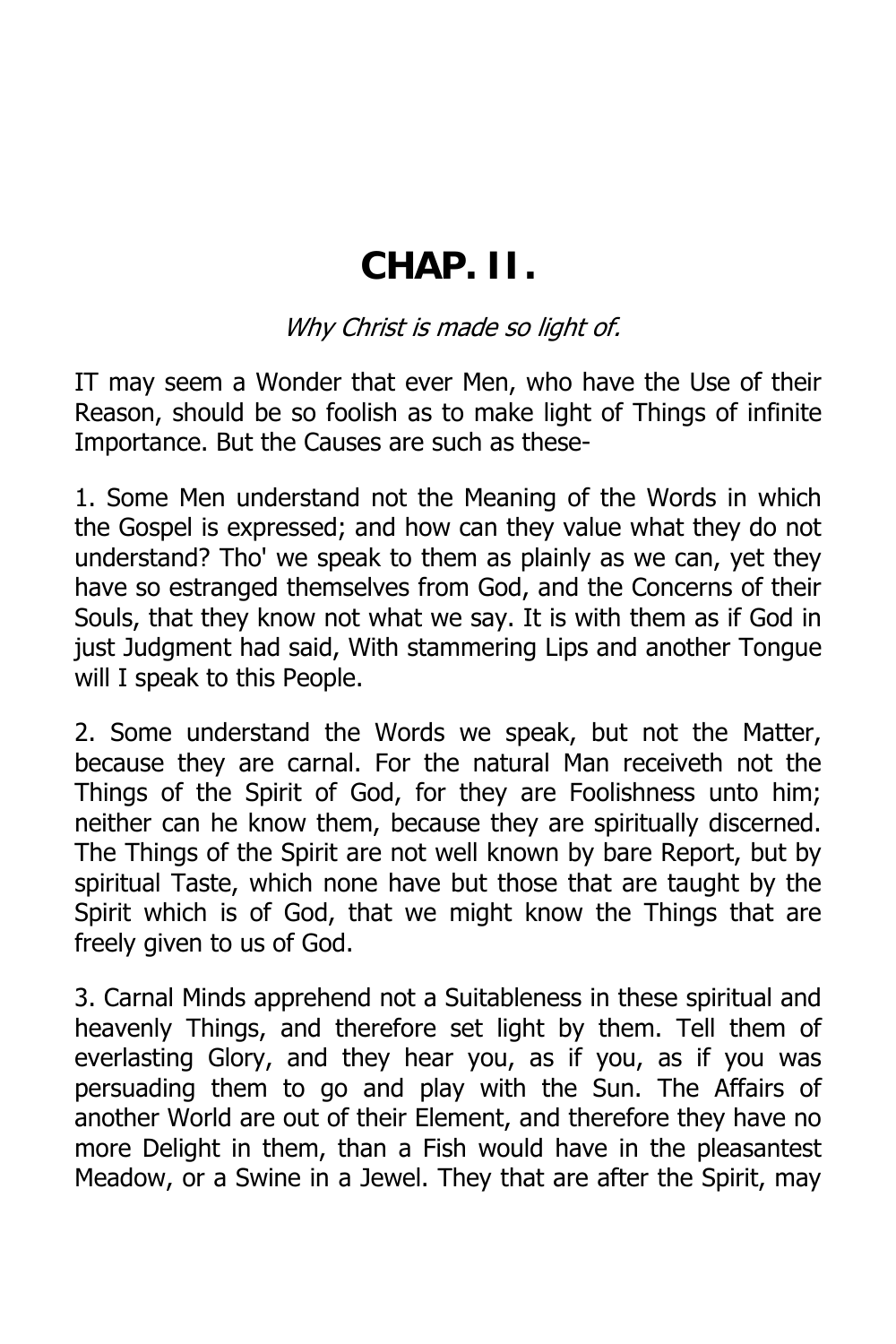# CHAP. II.

*Why Christ is made so light of.*

IT may seem a Wonder that ever Men, who have the Use of their Reason, should be so foolish as to make light of Things of infinite Importance. But the Causes are such as these-

1. Some Men understand not the Meaning of the Words in which the Gospel is expressed; and how can they value what they do not understand? Tho' we speak to them as plainly as we can, yet they have so estranged themselves from God, and the Concerns of their Souls, that they know not what we say. It is with them as if God in just Judgment had said, With stammering Lips and another Tongue will I speak to this People.

2. Some understand the Words we speak, but not the Matter, because they are carnal. For the natural Man receiveth not the Things of the Spirit of God, for they are Foolishness unto him; neither can he know them, because they are spiritually discerned. The Things of the Spirit are not well known by bare Report, but by spiritual Taste, which none have but those that are taught by the Spirit which is of God, that we might know the Things that are freely given to us of God.

3. Carnal Minds apprehend not a Suitableness in these spiritual and heavenly Things, and therefore set light by them. Tell them of everlasting Glory, and they hear you, as if you, as if you was persuading them to go and play with the Sun. The Affairs of another World are out of their Element, and therefore they have no more Delight in them, than a Fish would have in the pleasantest Meadow, or a Swine in a Jewel. They that are after the Spirit, may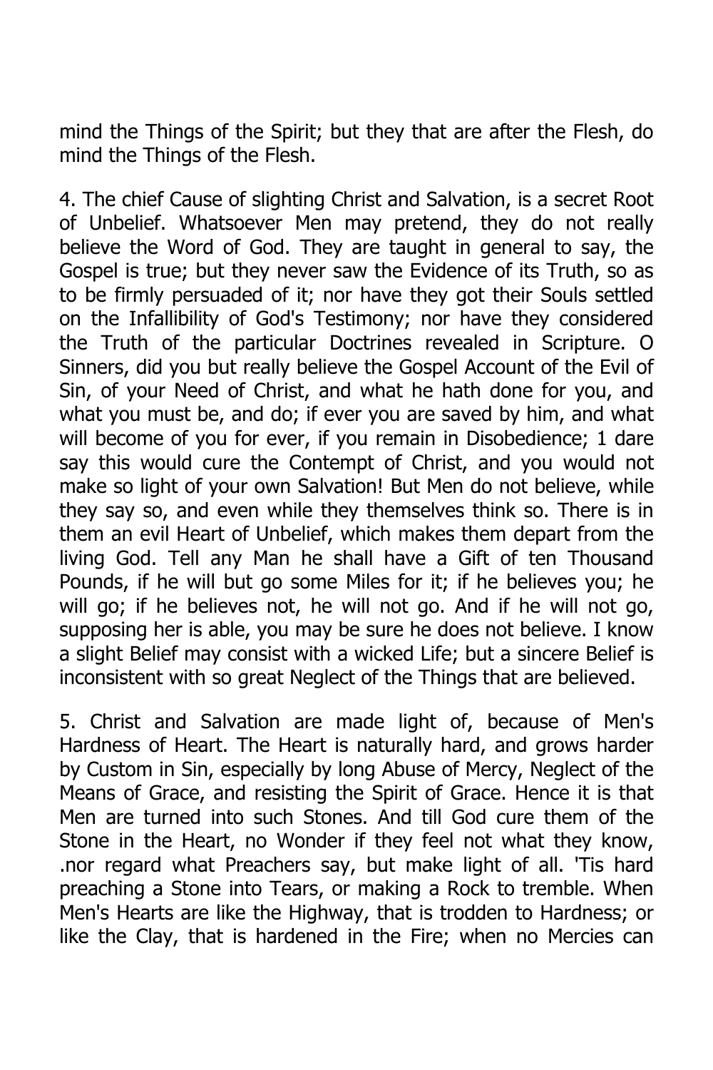mind the Things of the Spirit; but they that are after the Flesh, do mind the Things of the Flesh.

4. The chief Cause of slighting Christ and Salvation, is a secret Root of Unbelief. Whatsoever Men may pretend, they do not really believe the Word of God. They are taught in general to say, the Gospel is true; but they never saw the Evidence of its Truth, so as to be firmly persuaded of it; nor have they got their Souls settled on the Infallibility of God's Testimony; nor have they considered the Truth of the particular Doctrines revealed in Scripture. O Sinners, did you but really believe the Gospel Account of the Evil of Sin, of your Need of Christ, and what he hath done for you, and what you must be, and do; if ever you are saved by him, and what will become of you for ever, if you remain in Disobedience; 1 dare say this would cure the Contempt of Christ, and you would not make so light of your own Salvation! But Men do not believe, while they say so, and even while they themselves think so. There is in them an evil Heart of Unbelief, which makes them depart from the living God. Tell any Man he shall have a Gift of ten Thousand Pounds, if he will but go some Miles for it; if he believes you; he will go; if he believes not, he will not go. And if he will not go, supposing her is able, you may be sure he does not believe. I know a slight Belief may consist with a wicked Life; but a sincere Belief is inconsistent with so great Neglect of the Things that are believed.

5. Christ and Salvation are made light of, because of Men's Hardness of Heart. The Heart is naturally hard, and grows harder by Custom in Sin, especially by long Abuse of Mercy, Neglect of the Means of Grace, and resisting the Spirit of Grace. Hence it is that Men are turned into such Stones. And till God cure them of the Stone in the Heart, no Wonder if they feel not what they know, .nor regard what Preachers say, but make light of all. 'Tis hard preaching a Stone into Tears, or making a Rock to tremble. When Men's Hearts are like the Highway, that is trodden to Hardness; or like the Clay, that is hardened in the Fire; when no Mercies can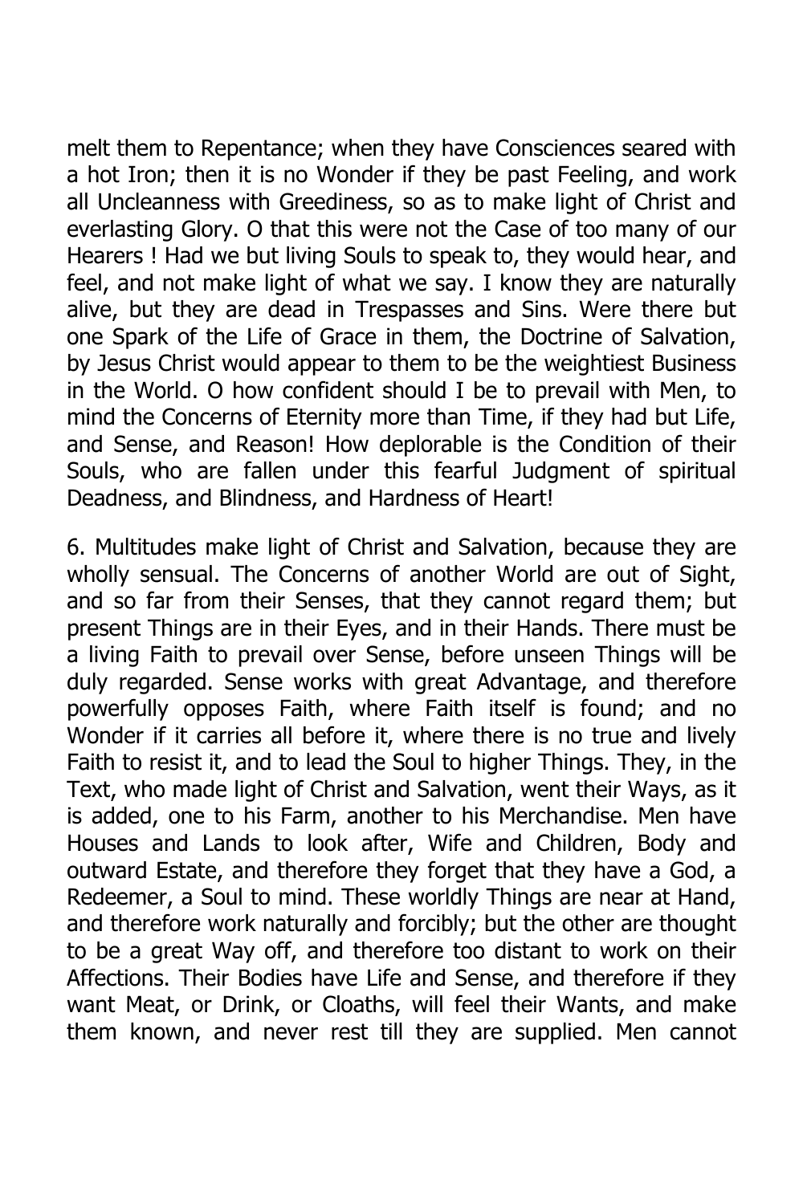melt them to Repentance; when they have Consciences seared with a hot Iron; then it is no Wonder if they be past Feeling, and work all Uncleanness with Greediness, so as to make light of Christ and everlasting Glory. O that this were not the Case of too many of our Hearers ! Had we but living Souls to speak to, they would hear, and feel, and not make light of what we say. I know they are naturally alive, but they are dead in Trespasses and Sins. Were there but one Spark of the Life of Grace in them, the Doctrine of Salvation, by Jesus Christ would appear to them to be the weightiest Business in the World. O how confident should I be to prevail with Men, to mind the Concerns of Eternity more than Time, if they had but Life, and Sense, and Reason! How deplorable is the Condition of their Souls, who are fallen under this fearful Judgment of spiritual Deadness, and Blindness, and Hardness of Heart!

6. Multitudes make light of Christ and Salvation, because they are wholly sensual. The Concerns of another World are out of Sight, and so far from their Senses, that they cannot regard them; but present Things are in their Eyes, and in their Hands. There must be a living Faith to prevail over Sense, before unseen Things will be duly regarded. Sense works with great Advantage, and therefore powerfully opposes Faith, where Faith itself is found; and no Wonder if it carries all before it, where there is no true and lively Faith to resist it, and to lead the Soul to higher Things. They, in the Text, who made light of Christ and Salvation, went their Ways, as it is added, one to his Farm, another to his Merchandise. Men have Houses and Lands to look after, Wife and Children, Body and outward Estate, and therefore they forget that they have a God, a Redeemer, a Soul to mind. These worldly Things are near at Hand, and therefore work naturally and forcibly; but the other are thought to be a great Way off, and therefore too distant to work on their Affections. Their Bodies have Life and Sense, and therefore if they want Meat, or Drink, or Cloaths, will feel their Wants, and make them known, and never rest till they are supplied. Men cannot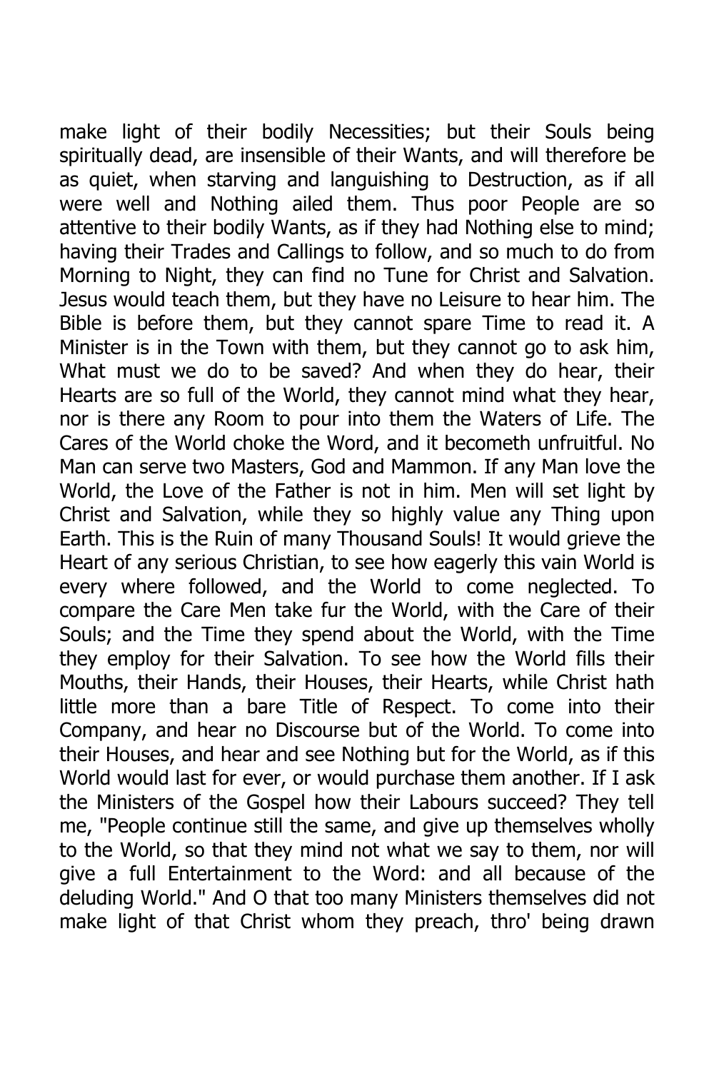make light of their bodily Necessities; but their Souls being spiritually dead, are insensible of their Wants, and will therefore be as quiet, when starving and languishing to Destruction, as if all were well and Nothing ailed them. Thus poor People are so attentive to their bodily Wants, as if they had Nothing else to mind; having their Trades and Callings to follow, and so much to do from Morning to Night, they can find no Tune for Christ and Salvation. Jesus would teach them, but they have no Leisure to hear him. The Bible is before them, but they cannot spare Time to read it. A Minister is in the Town with them, but they cannot go to ask him, What must we do to be saved? And when they do hear, their Hearts are so full of the World, they cannot mind what they hear, nor is there any Room to pour into them the Waters of Life. The Cares of the World choke the Word, and it becometh unfruitful. No Man can serve two Masters, God and Mammon. If any Man love the World, the Love of the Father is not in him. Men will set light by Christ and Salvation, while they so highly value any Thing upon Earth. This is the Ruin of many Thousand Souls! It would grieve the Heart of any serious Christian, to see how eagerly this vain World is every where followed, and the World to come neglected. To compare the Care Men take fur the World, with the Care of their Souls; and the Time they spend about the World, with the Time they employ for their Salvation. To see how the World fills their Mouths, their Hands, their Houses, their Hearts, while Christ hath little more than a bare Title of Respect. To come into their Company, and hear no Discourse but of the World. To come into their Houses, and hear and see Nothing but for the World, as if this World would last for ever, or would purchase them another. If I ask the Ministers of the Gospel how their Labours succeed? They tell me, "People continue still the same, and give up themselves wholly to the World, so that they mind not what we say to them, nor will give a full Entertainment to the Word: and all because of the deluding World." And O that too many Ministers themselves did not make light of that Christ whom they preach, thro' being drawn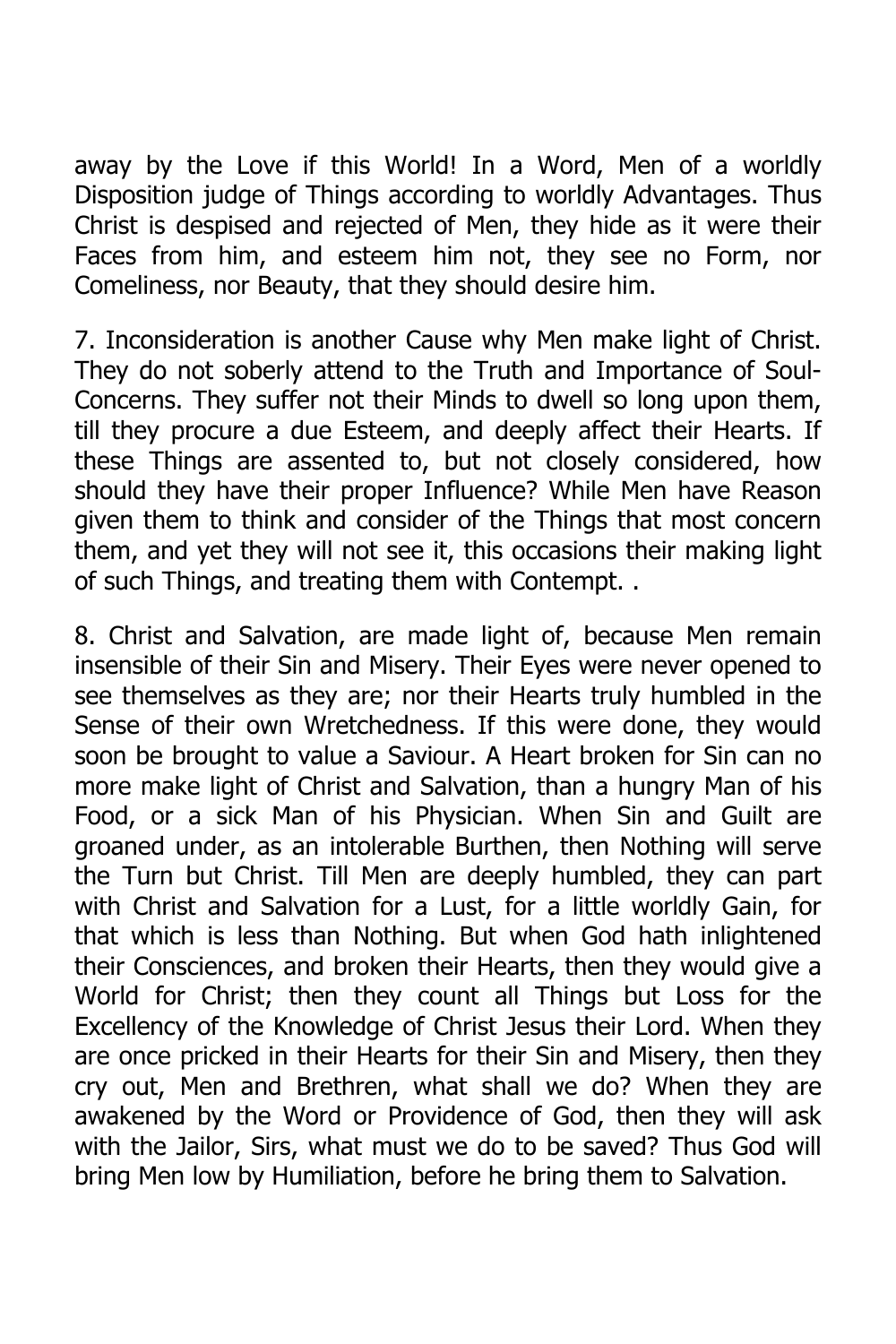away by the Love if this World! In a Word, Men of a worldly Disposition judge of Things according to worldly Advantages. Thus Christ is despised and rejected of Men, they hide as it were their Faces from him, and esteem him not, they see no Form, nor Comeliness, nor Beauty, that they should desire him.

7. Inconsideration is another Cause why Men make light of Christ. They do not soberly attend to the Truth and Importance of Soul-Concerns. They suffer not their Minds to dwell so long upon them, till they procure a due Esteem, and deeply affect their Hearts. If these Things are assented to, but not closely considered, how should they have their proper Influence? While Men have Reason given them to think and consider of the Things that most concern them, and yet they will not see it, this occasions their making light of such Things, and treating them with Contempt. .

8. Christ and Salvation, are made light of, because Men remain insensible of their Sin and Misery. Their Eyes were never opened to see themselves as they are; nor their Hearts truly humbled in the Sense of their own Wretchedness. If this were done, they would soon be brought to value a Saviour. A Heart broken for Sin can no more make light of Christ and Salvation, than a hungry Man of his Food, or a sick Man of his Physician. When Sin and Guilt are groaned under, as an intolerable Burthen, then Nothing will serve the Turn but Christ. Till Men are deeply humbled, they can part with Christ and Salvation for a Lust, for a little worldly Gain, for that which is less than Nothing. But when God hath inlightened their Consciences, and broken their Hearts, then they would give a World for Christ; then they count all Things but Loss for the Excellency of the Knowledge of Christ Jesus their Lord. When they are once pricked in their Hearts for their Sin and Misery, then they cry out, Men and Brethren, what shall we do? When they are awakened by the Word or Providence of God, then they will ask with the Jailor, Sirs, what must we do to be saved? Thus God will bring Men low by Humiliation, before he bring them to Salvation.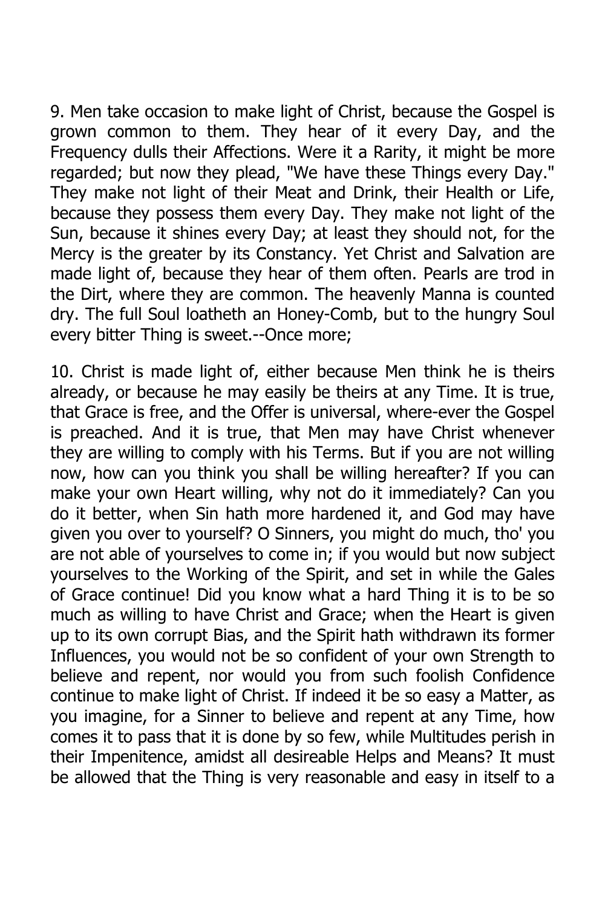9. Men take occasion to make light of Christ, because the Gospel is grown common to them. They hear of it every Day, and the Frequency dulls their Affections. Were it a Rarity, it might be more regarded; but now they plead, "We have these Things every Day." They make not light of their Meat and Drink, their Health or Life, because they possess them every Day. They make not light of the Sun, because it shines every Day; at least they should not, for the Mercy is the greater by its Constancy. Yet Christ and Salvation are made light of, because they hear of them often. Pearls are trod in the Dirt, where they are common. The heavenly Manna is counted dry. The full Soul loatheth an Honey-Comb, but to the hungry Soul every bitter Thing is sweet.--Once more;

10. Christ is made light of, either because Men think he is theirs already, or because he may easily be theirs at any Time. It is true, that Grace is free, and the Offer is universal, where-ever the Gospel is preached. And it is true, that Men may have Christ whenever they are willing to comply with his Terms. But if you are not willing now, how can you think you shall be willing hereafter? If you can make your own Heart willing, why not do it immediately? Can you do it better, when Sin hath more hardened it, and God may have given you over to yourself? O Sinners, you might do much, tho' you are not able of yourselves to come in; if you would but now subject yourselves to the Working of the Spirit, and set in while the Gales of Grace continue! Did you know what a hard Thing it is to be so much as willing to have Christ and Grace; when the Heart is given up to its own corrupt Bias, and the Spirit hath withdrawn its former Influences, you would not be so confident of your own Strength to believe and repent, nor would you from such foolish Confidence continue to make light of Christ. If indeed it be so easy a Matter, as you imagine, for a Sinner to believe and repent at any Time, how comes it to pass that it is done by so few, while Multitudes perish in their Impenitence, amidst all desireable Helps and Means? It must be allowed that the Thing is very reasonable and easy in itself to a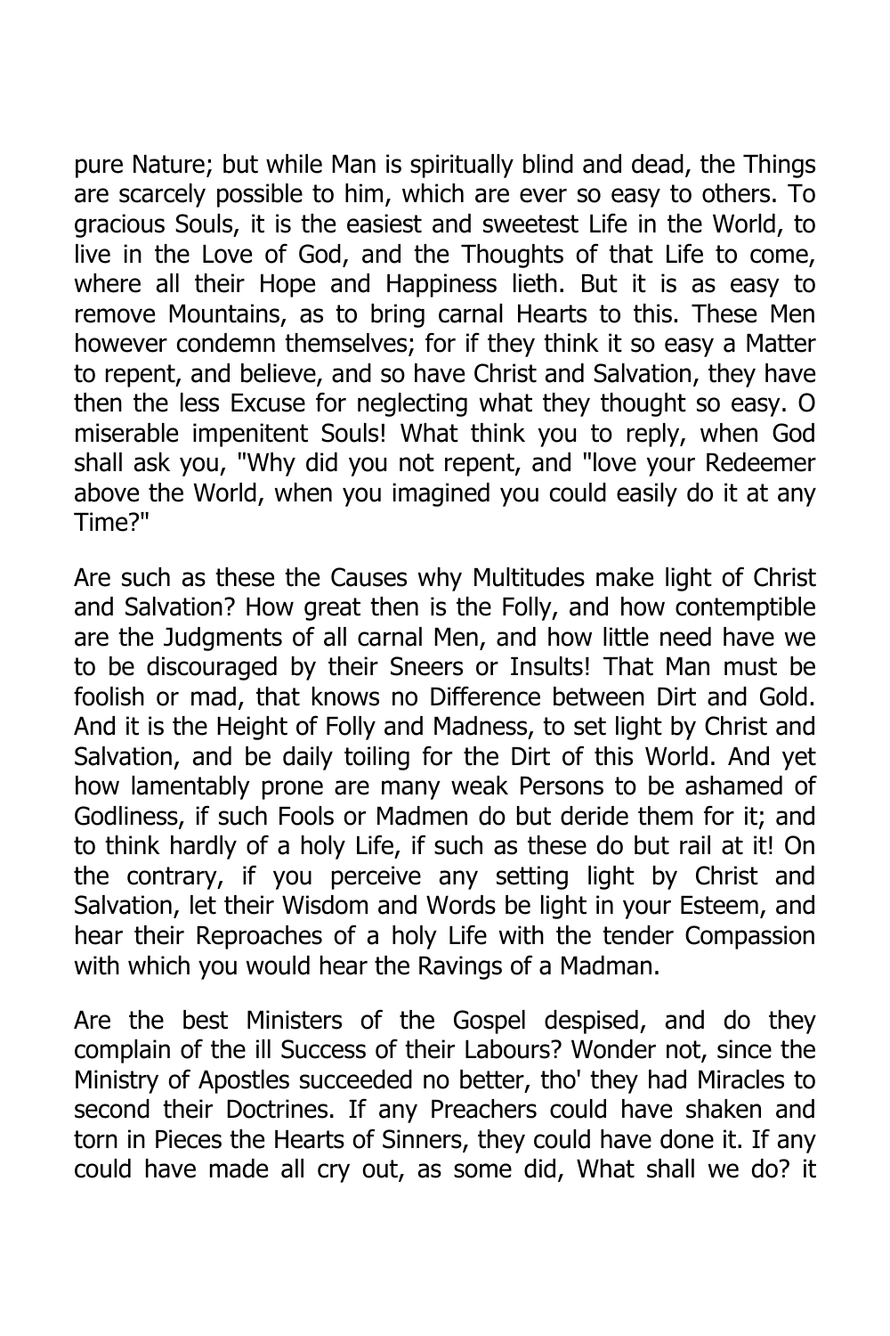pure Nature; but while Man is spiritually blind and dead, the Things are scarcely possible to him, which are ever so easy to others. To gracious Souls, it is the easiest and sweetest Life in the World, to live in the Love of God, and the Thoughts of that Life to come, where all their Hope and Happiness lieth. But it is as easy to remove Mountains, as to bring carnal Hearts to this. These Men however condemn themselves; for if they think it so easy a Matter to repent, and believe, and so have Christ and Salvation, they have then the less Excuse for neglecting what they thought so easy. O miserable impenitent Souls! What think you to reply, when God shall ask you, "Why did you not repent, and "love your Redeemer above the World, when you imagined you could easily do it at any Time?"

Are such as these the Causes why Multitudes make light of Christ and Salvation? How great then is the Folly, and how contemptible are the Judgments of all carnal Men, and how little need have we to be discouraged by their Sneers or Insults! That Man must be foolish or mad, that knows no Difference between Dirt and Gold. And it is the Height of Folly and Madness, to set light by Christ and Salvation, and be daily toiling for the Dirt of this World. And yet how lamentably prone are many weak Persons to be ashamed of Godliness, if such Fools or Madmen do but deride them for it; and to think hardly of a holy Life, if such as these do but rail at it! On the contrary, if you perceive any setting light by Christ and Salvation, let their Wisdom and Words be light in your Esteem, and hear their Reproaches of a holy Life with the tender Compassion with which you would hear the Ravings of a Madman.

Are the best Ministers of the Gospel despised, and do they complain of the ill Success of their Labours? Wonder not, since the Ministry of Apostles succeeded no better, tho' they had Miracles to second their Doctrines. If any Preachers could have shaken and torn in Pieces the Hearts of Sinners, they could have done it. If any could have made all cry out, as some did, What shall we do? it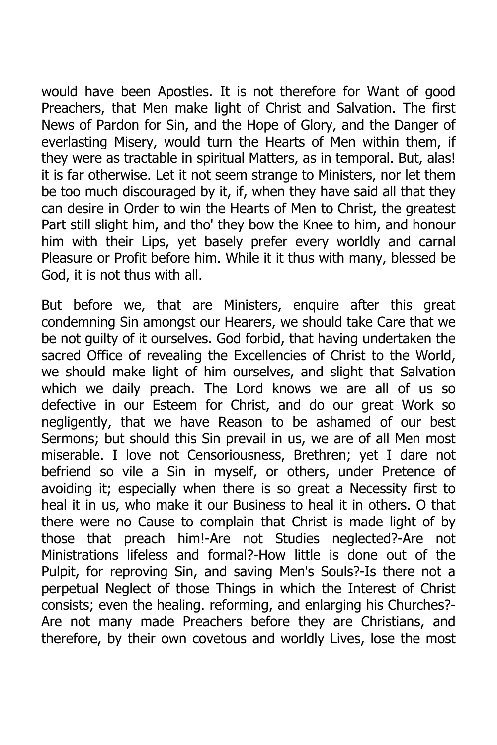would have been Apostles. It is not therefore for Want of good Preachers, that Men make light of Christ and Salvation. The first News of Pardon for Sin, and the Hope of Glory, and the Danger of everlasting Misery, would turn the Hearts of Men within them, if they were as tractable in spiritual Matters, as in temporal. But, alas! it is far otherwise. Let it not seem strange to Ministers, nor let them be too much discouraged by it, if, when they have said all that they can desire in Order to win the Hearts of Men to Christ, the greatest Part still slight him, and tho' they bow the Knee to him, and honour him with their Lips, yet basely prefer every worldly and carnal Pleasure or Profit before him. While it it thus with many, blessed be God, it is not thus with all.

But before we, that are Ministers, enquire after this great condemning Sin amongst our Hearers, we should take Care that we be not guilty of it ourselves. God forbid, that having undertaken the sacred Office of revealing the Excellencies of Christ to the World, we should make light of him ourselves, and slight that Salvation which we daily preach. The Lord knows we are all of us so defective in our Esteem for Christ, and do our great Work so negligently, that we have Reason to be ashamed of our best Sermons; but should this Sin prevail in us, we are of all Men most miserable. I love not Censoriousness, Brethren; yet I dare not befriend so vile a Sin in myself, or others, under Pretence of avoiding it; especially when there is so great a Necessity first to heal it in us, who make it our Business to heal it in others. O that there were no Cause to complain that Christ is made light of by those that preach him!-Are not Studies neglected?-Are not Ministrations lifeless and formal?-How little is done out of the Pulpit, for reproving Sin, and saving Men's Souls?-Is there not a perpetual Neglect of those Things in which the Interest of Christ consists; even the healing. reforming, and enlarging his Churches?-Are not many made Preachers before they are Christians, and therefore, by their own covetous and worldly Lives, lose the most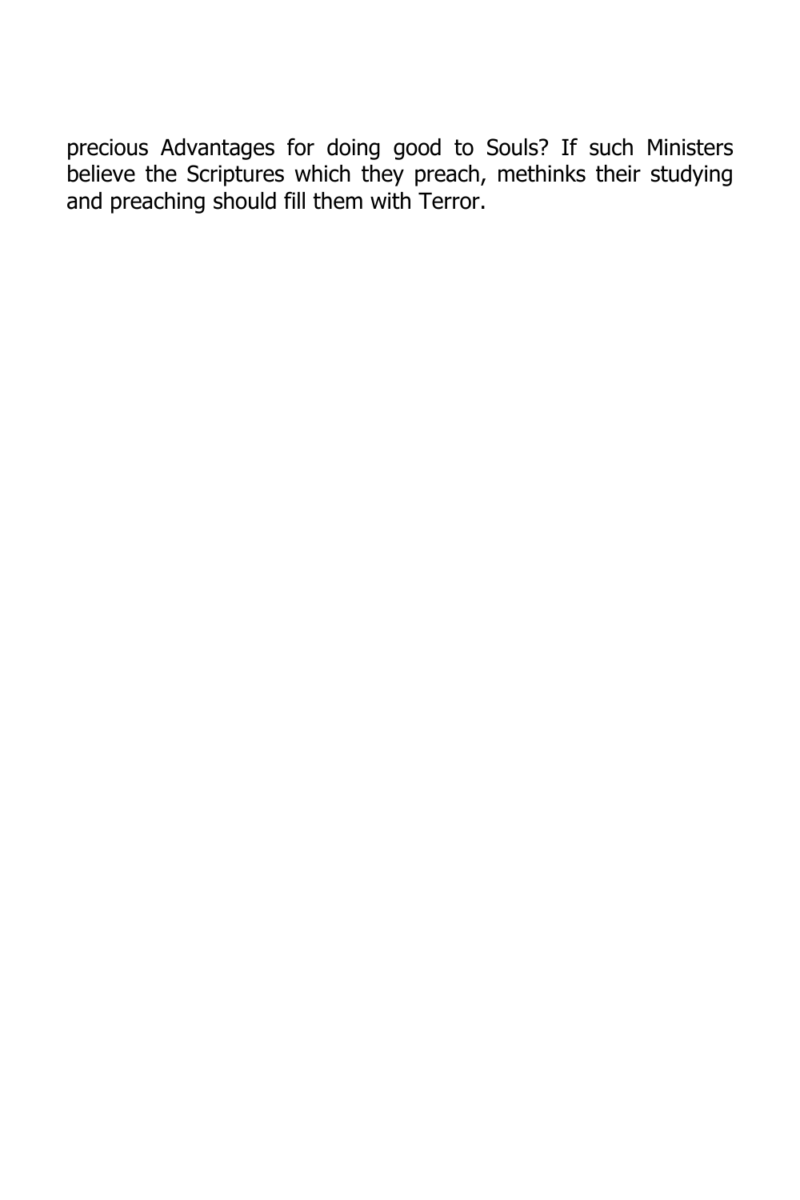precious Advantages for doing good to Souls? If such Ministers believe the Scriptures which they preach, methinks their studying and preaching should fill them with Terror.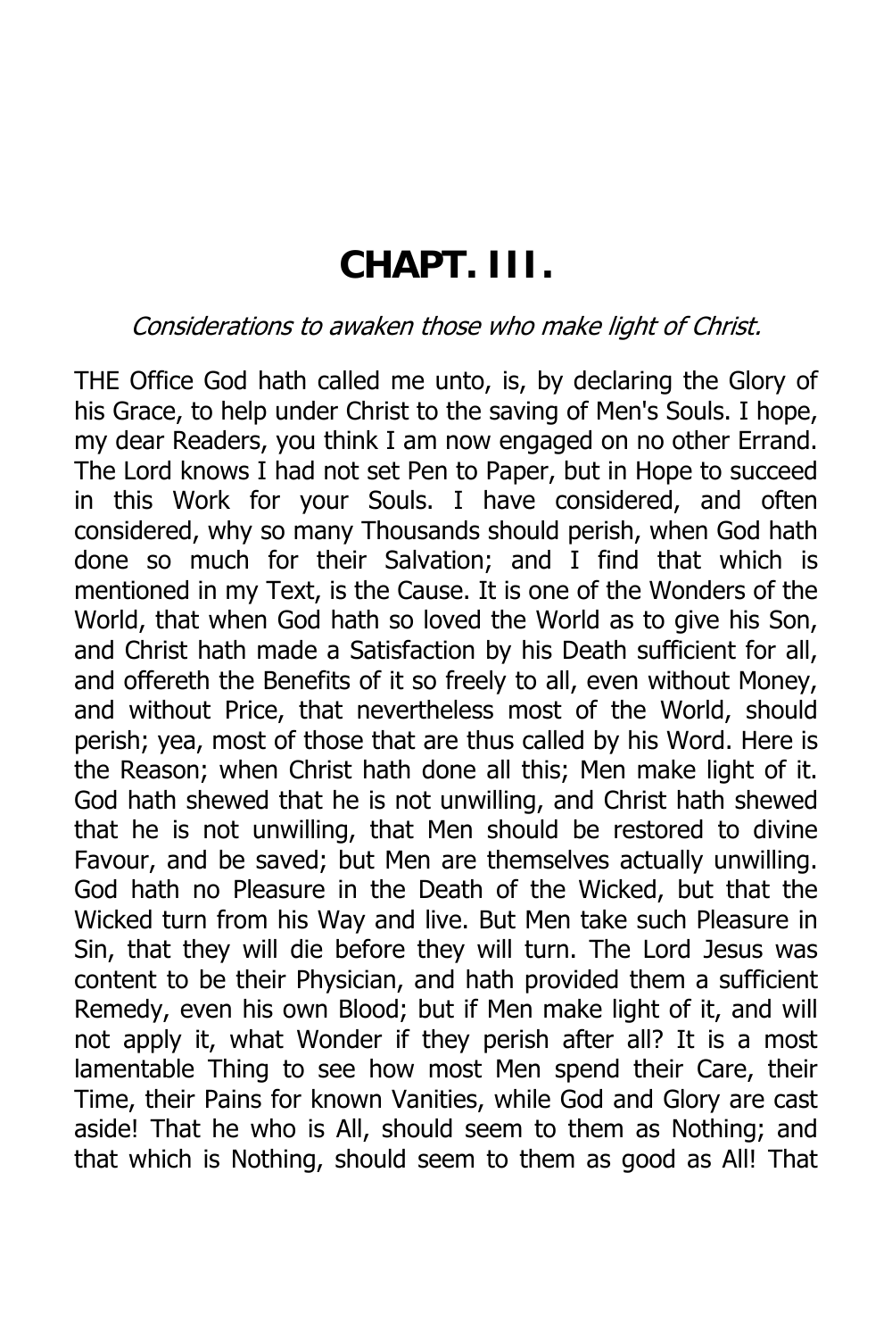# CHAPT. III.

*Considerations to awaken those who make light of Christ.*

THE Office God hath called me unto, is, by declaring the Glory of his Grace, to help under Christ to the saving of Men's Souls. I hope, my dear Readers, you think I am now engaged on no other Errand. The Lord knows I had not set Pen to Paper, but in Hope to succeed in this Work for your Souls. I have considered, and often considered, why so many Thousands should perish, when God hath done so much for their Salvation; and I find that which is mentioned in my Text, is the Cause. It is one of the Wonders of the World, that when God hath so loved the World as to give his Son, and Christ hath made a Satisfaction by his Death sufficient for all, and offereth the Benefits of it so freely to all, even without Money, and without Price, that nevertheless most of the World, should perish; yea, most of those that are thus called by his Word. Here is the Reason; when Christ hath done all this; Men make light of it. God hath shewed that he is not unwilling, and Christ hath shewed that he is not unwilling, that Men should be restored to divine Favour, and be saved; but Men are themselves actually unwilling. God hath no Pleasure in the Death of the Wicked, but that the Wicked turn from his Way and live. But Men take such Pleasure in Sin, that they will die before they will turn. The Lord Jesus was content to be their Physician, and hath provided them a sufficient Remedy, even his own Blood; but if Men make light of it, and will not apply it, what Wonder if they perish after all? It is a most lamentable Thing to see how most Men spend their Care, their Time, their Pains for known Vanities, while God and Glory are cast aside! That he who is All, should seem to them as Nothing; and that which is Nothing, should seem to them as good as All! That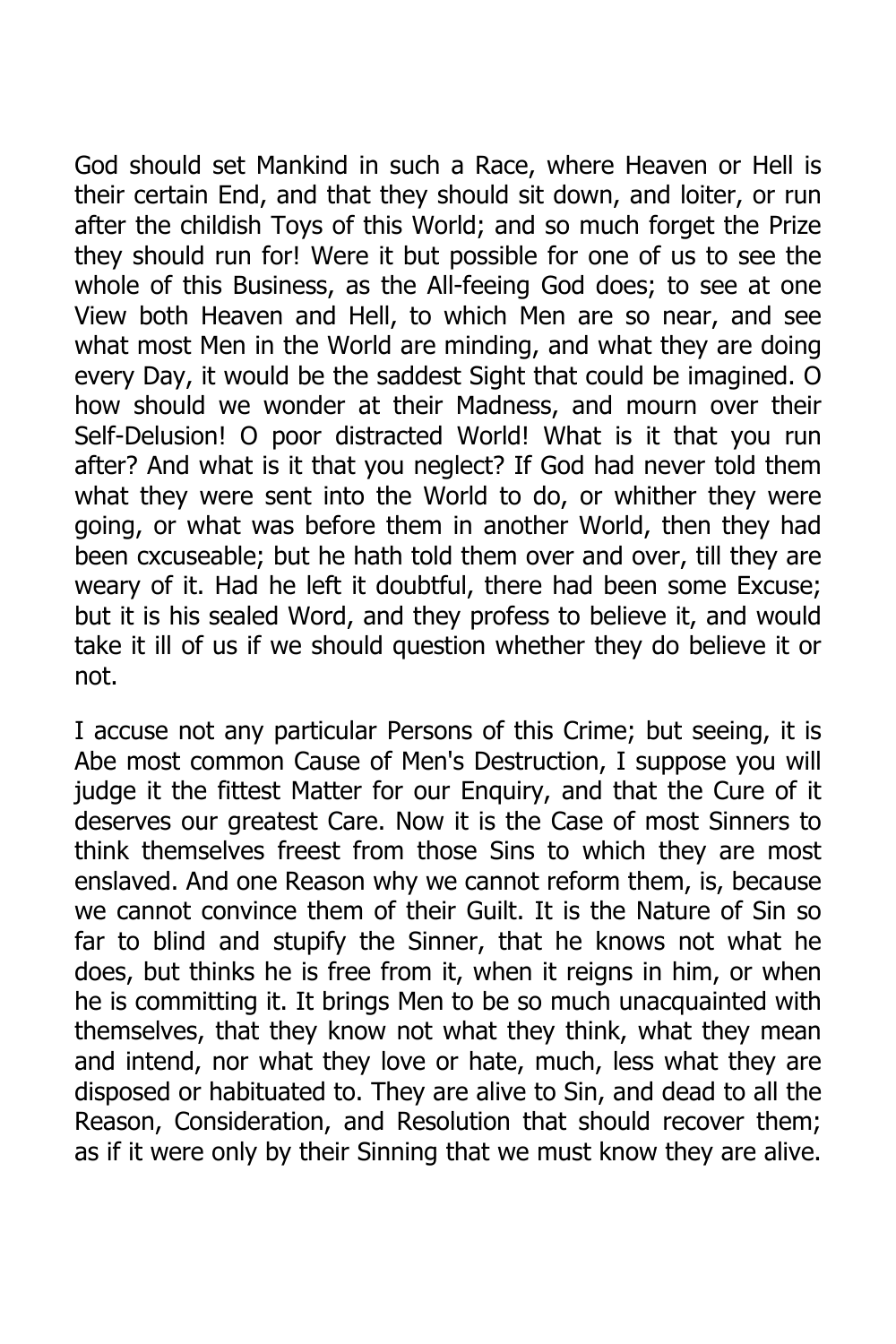God should set Mankind in such a Race, where Heaven or Hell is their certain End, and that they should sit down, and loiter, or run after the childish Toys of this World; and so much forget the Prize they should run for! Were it but possible for one of us to see the whole of this Business, as the All-feeing God does; to see at one View both Heaven and Hell, to which Men are so near, and see what most Men in the World are minding, and what they are doing every Day, it would be the saddest Sight that could be imagined. O how should we wonder at their Madness, and mourn over their Self-Delusion! O poor distracted World! What is it that you run after? And what is it that you neglect? If God had never told them what they were sent into the World to do, or whither they were going, or what was before them in another World, then they had been cxcuseable; but he hath told them over and over, till they are weary of it. Had he left it doubtful, there had been some Excuse; but it is his sealed Word, and they profess to believe it, and would take it ill of us if we should question whether they do believe it or not.

I accuse not any particular Persons of this Crime; but seeing, it is Abe most common Cause of Men's Destruction, I suppose you will judge it the fittest Matter for our Enquiry, and that the Cure of it deserves our greatest Care. Now it is the Case of most Sinners to think themselves freest from those Sins to which they are most enslaved. And one Reason why we cannot reform them, is, because we cannot convince them of their Guilt. It is the Nature of Sin so far to blind and stupify the Sinner, that he knows not what he does, but thinks he is free from it, when it reigns in him, or when he is committing it. It brings Men to be so much unacquainted with themselves, that they know not what they think, what they mean and intend, nor what they love or hate, much, less what they are disposed or habituated to. They are alive to Sin, and dead to all the Reason, Consideration, and Resolution that should recover them; as if it were only by their Sinning that we must know they are alive.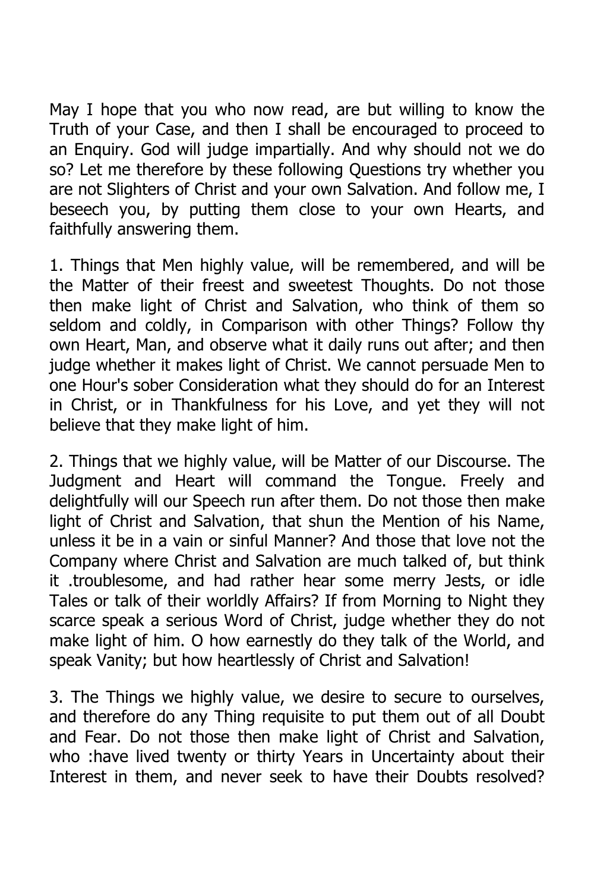May I hope that you who now read, are but willing to know the Truth of your Case, and then I shall be encouraged to proceed to an Enquiry. God will judge impartially. And why should not we do so? Let me therefore by these following Questions try whether you are not Slighters of Christ and your own Salvation. And follow me, I beseech you, by putting them close to your own Hearts, and faithfully answering them.

1. Things that Men highly value, will be remembered, and will be the Matter of their freest and sweetest Thoughts. Do not those then make light of Christ and Salvation, who think of them so seldom and coldly, in Comparison with other Things? Follow thy own Heart, Man, and observe what it daily runs out after; and then judge whether it makes light of Christ. We cannot persuade Men to one Hour's sober Consideration what they should do for an Interest in Christ, or in Thankfulness for his Love, and yet they will not believe that they make light of him.

2. Things that we highly value, will be Matter of our Discourse. The Judgment and Heart will command the Tongue. Freely and delightfully will our Speech run after them. Do not those then make light of Christ and Salvation, that shun the Mention of his Name, unless it be in a vain or sinful Manner? And those that love not the Company where Christ and Salvation are much talked of, but think it .troublesome, and had rather hear some merry Jests, or idle Tales or talk of their worldly Affairs? If from Morning to Night they scarce speak a serious Word of Christ, judge whether they do not make light of him. O how earnestly do they talk of the World, and speak Vanity; but how heartlessly of Christ and Salvation!

3. The Things we highly value, we desire to secure to ourselves, and therefore do any Thing requisite to put them out of all Doubt and Fear. Do not those then make light of Christ and Salvation, who :have lived twenty or thirty Years in Uncertainty about their Interest in them, and never seek to have their Doubts resolved?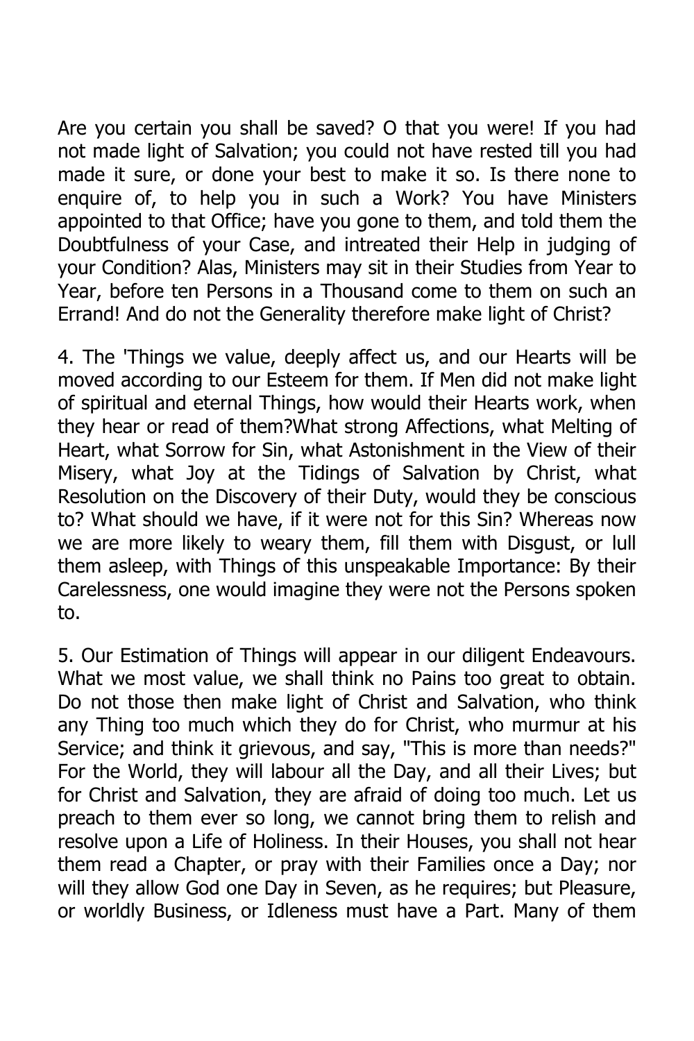Are you certain you shall be saved? O that you were! If you had not made light of Salvation; you could not have rested till you had made it sure, or done your best to make it so. Is there none to enquire of, to help you in such a Work? You have Ministers appointed to that Office; have you gone to them, and told them the Doubtfulness of your Case, and intreated their Help in judging of your Condition? Alas, Ministers may sit in their Studies from Year to Year, before ten Persons in a Thousand come to them on such an Errand! And do not the Generality therefore make light of Christ?

4. The 'Things we value, deeply affect us, and our Hearts will be moved according to our Esteem for them. If Men did not make light of spiritual and eternal Things, how would their Hearts work, when they hear or read of them?What strong Affections, what Melting of Heart, what Sorrow for Sin, what Astonishment in the View of their Misery, what Joy at the Tidings of Salvation by Christ, what Resolution on the Discovery of their Duty, would they be conscious to? What should we have, if it were not for this Sin? Whereas now we are more likely to weary them, fill them with Disgust, or lull them asleep, with Things of this unspeakable Importance: By their Carelessness, one would imagine they were not the Persons spoken to.

5. Our Estimation of Things will appear in our diligent Endeavours. What we most value, we shall think no Pains too great to obtain. Do not those then make light of Christ and Salvation, who think any Thing too much which they do for Christ, who murmur at his Service; and think it grievous, and say, "This is more than needs?" For the World, they will labour all the Day, and all their Lives; but for Christ and Salvation, they are afraid of doing too much. Let us preach to them ever so long, we cannot bring them to relish and resolve upon a Life of Holiness. In their Houses, you shall not hear them read a Chapter, or pray with their Families once a Day; nor will they allow God one Day in Seven, as he requires; but Pleasure, or worldly Business, or Idleness must have a Part. Many of them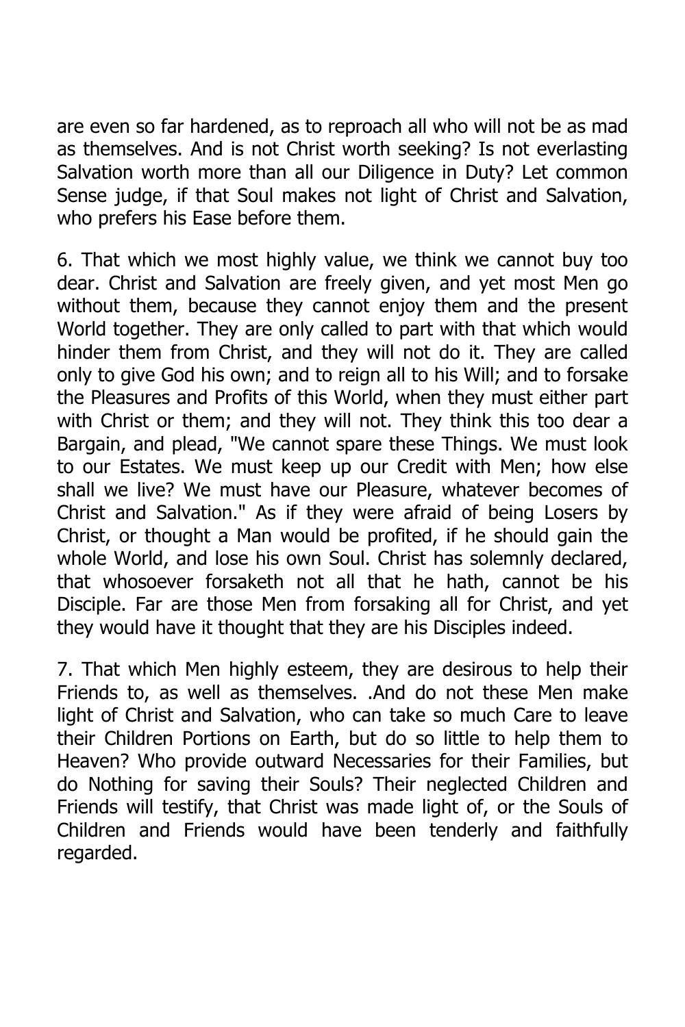are even so far hardened, as to reproach all who will not be as mad as themselves. And is not Christ worth seeking? Is not everlasting Salvation worth more than all our Diligence in Duty? Let common Sense judge, if that Soul makes not light of Christ and Salvation, who prefers his Ease before them.

6. That which we most highly value, we think we cannot buy too dear. Christ and Salvation are freely given, and yet most Men go without them, because they cannot enjoy them and the present World together. They are only called to part with that which would hinder them from Christ, and they will not do it. They are called only to give God his own; and to reign all to his Will; and to forsake the Pleasures and Profits of this World, when they must either part with Christ or them; and they will not. They think this too dear a Bargain, and plead, "We cannot spare these Things. We must look to our Estates. We must keep up our Credit with Men; how else shall we live? We must have our Pleasure, whatever becomes of Christ and Salvation." As if they were afraid of being Losers by Christ, or thought a Man would be profited, if he should gain the whole World, and lose his own Soul. Christ has solemnly declared, that whosoever forsaketh not all that he hath, cannot be his Disciple. Far are those Men from forsaking all for Christ, and yet they would have it thought that they are his Disciples indeed.

7. That which Men highly esteem, they are desirous to help their Friends to, as well as themselves. .And do not these Men make light of Christ and Salvation, who can take so much Care to leave their Children Portions on Earth, but do so little to help them to Heaven? Who provide outward Necessaries for their Families, but do Nothing for saving their Souls? Their neglected Children and Friends will testify, that Christ was made light of, or the Souls of Children and Friends would have been tenderly and faithfully regarded.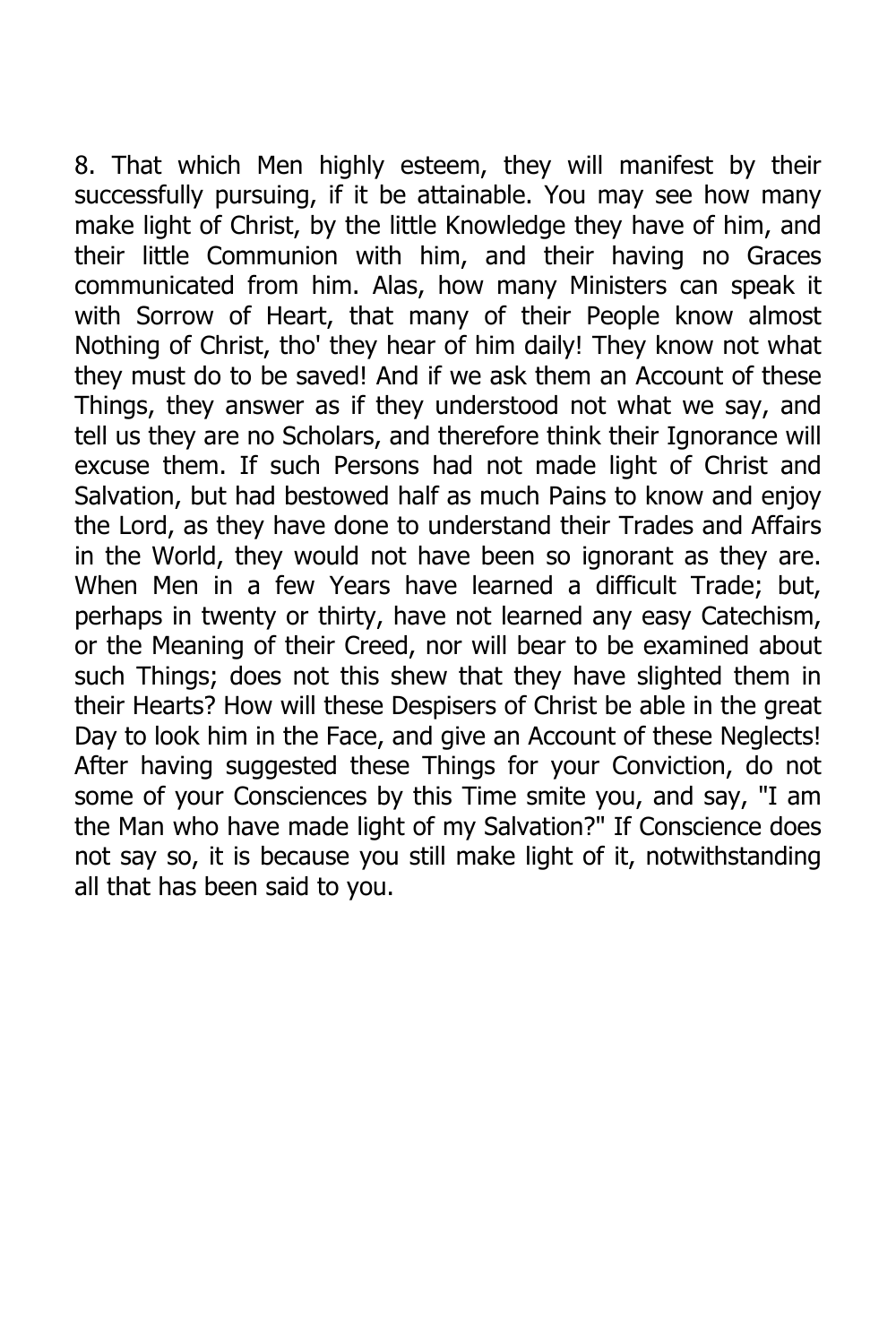8. That which Men highly esteem, they will manifest by their successfully pursuing, if it be attainable. You may see how many make light of Christ, by the little Knowledge they have of him, and their little Communion with him, and their having no Graces communicated from him. Alas, how many Ministers can speak it with Sorrow of Heart, that many of their People know almost Nothing of Christ, tho' they hear of him daily! They know not what they must do to be saved! And if we ask them an Account of these Things, they answer as if they understood not what we say, and tell us they are no Scholars, and therefore think their Ignorance will excuse them. If such Persons had not made light of Christ and Salvation, but had bestowed half as much Pains to know and enjoy the Lord, as they have done to understand their Trades and Affairs in the World, they would not have been so ignorant as they are. When Men in a few Years have learned a difficult Trade; but, perhaps in twenty or thirty, have not learned any easy Catechism, or the Meaning of their Creed, nor will bear to be examined about such Things; does not this shew that they have slighted them in their Hearts? How will these Despisers of Christ be able in the great Day to look him in the Face, and give an Account of these Neglects! After having suggested these Things for your Conviction, do not some of your Consciences by this Time smite you, and say, "I am the Man who have made light of my Salvation?" If Conscience does not say so, it is because you still make light of it, notwithstanding all that has been said to you.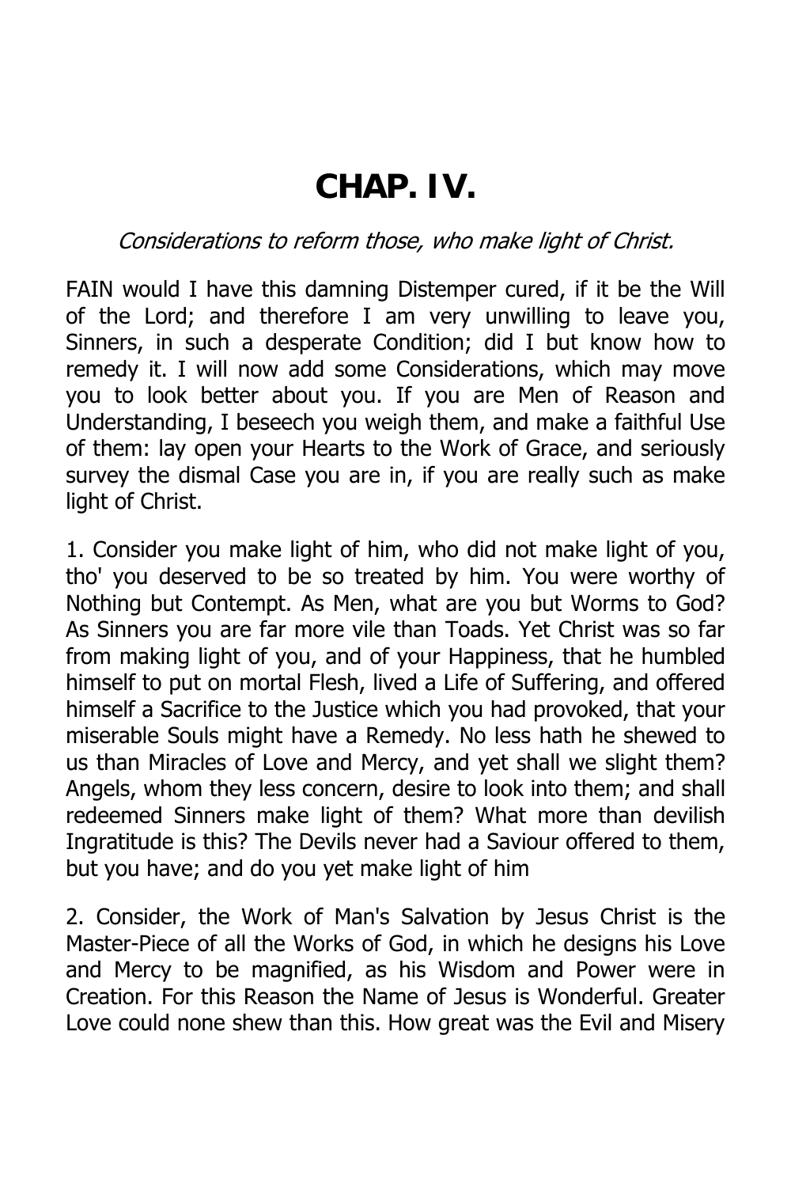# CHAP. IV.

*Considerations to reform those, who make light of Christ.*

FAIN would I have this damning Distemper cured, if it be the Will of the Lord; and therefore I am very unwilling to leave you, Sinners, in such a desperate Condition; did I but know how to remedy it. I will now add some Considerations, which may move you to look better about you. If you are Men of Reason and Understanding, I beseech you weigh them, and make a faithful Use of them: lay open your Hearts to the Work of Grace, and seriously survey the dismal Case you are in, if you are really such as make light of Christ.

1. Consider you make light of him, who did not make light of you, tho' you deserved to be so treated by him. You were worthy of Nothing but Contempt. As Men, what are you but Worms to God? As Sinners you are far more vile than Toads. Yet Christ was so far from making light of you, and of your Happiness, that he humbled himself to put on mortal Flesh, lived a Life of Suffering, and offered himself a Sacrifice to the Justice which you had provoked, that your miserable Souls might have a Remedy. No less hath he shewed to us than Miracles of Love and Mercy, and yet shall we slight them? Angels, whom they less concern, desire to look into them; and shall redeemed Sinners make light of them? What more than devilish Ingratitude is this? The Devils never had a Saviour offered to them, but you have; and do you yet make light of him

2. Consider, the Work of Man's Salvation by Jesus Christ is the Master-Piece of all the Works of God, in which he designs his Love and Mercy to be magnified, as his Wisdom and Power were in Creation. For this Reason the Name of Jesus is Wonderful. Greater Love could none shew than this. How great was the Evil and Misery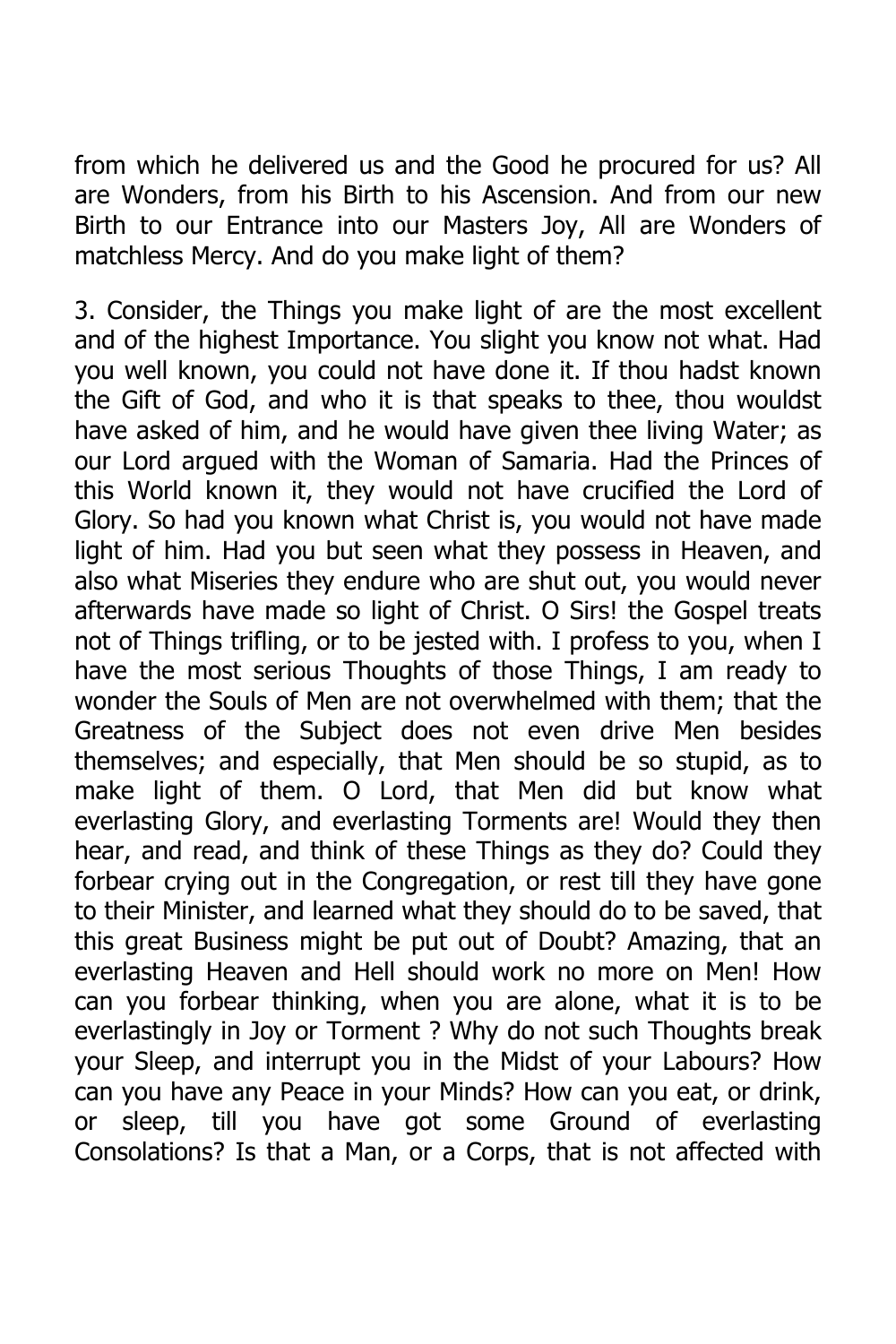from which he delivered us and the Good he procured for us? All are Wonders, from his Birth to his Ascension. And from our new Birth to our Entrance into our Masters Joy, All are Wonders of matchless Mercy. And do you make light of them?

3. Consider, the Things you make light of are the most excellent and of the highest Importance. You slight you know not what. Had you well known, you could not have done it. If thou hadst known the Gift of God, and who it is that speaks to thee, thou wouldst have asked of him, and he would have given thee living Water; as our Lord argued with the Woman of Samaria. Had the Princes of this World known it, they would not have crucified the Lord of Glory. So had you known what Christ is, you would not have made light of him. Had you but seen what they possess in Heaven, and also what Miseries they endure who are shut out, you would never afterwards have made so light of Christ. O Sirs! the Gospel treats not of Things trifling, or to be jested with. I profess to you, when I have the most serious Thoughts of those Things, I am ready to wonder the Souls of Men are not overwhelmed with them; that the Greatness of the Subject does not even drive Men besides themselves; and especially, that Men should be so stupid, as to make light of them. O Lord, that Men did but know what everlasting Glory, and everlasting Torments are! Would they then hear, and read, and think of these Things as they do? Could they forbear crying out in the Congregation, or rest till they have gone to their Minister, and learned what they should do to be saved, that this great Business might be put out of Doubt? Amazing, that an everlasting Heaven and Hell should work no more on Men! How can you forbear thinking, when you are alone, what it is to be everlastingly in Joy or Torment ? Why do not such Thoughts break your Sleep, and interrupt you in the Midst of your Labours? How can you have any Peace in your Minds? How can you eat, or drink, or sleep, till you have got some Ground of everlasting Consolations? Is that a Man, or a Corps, that is not affected with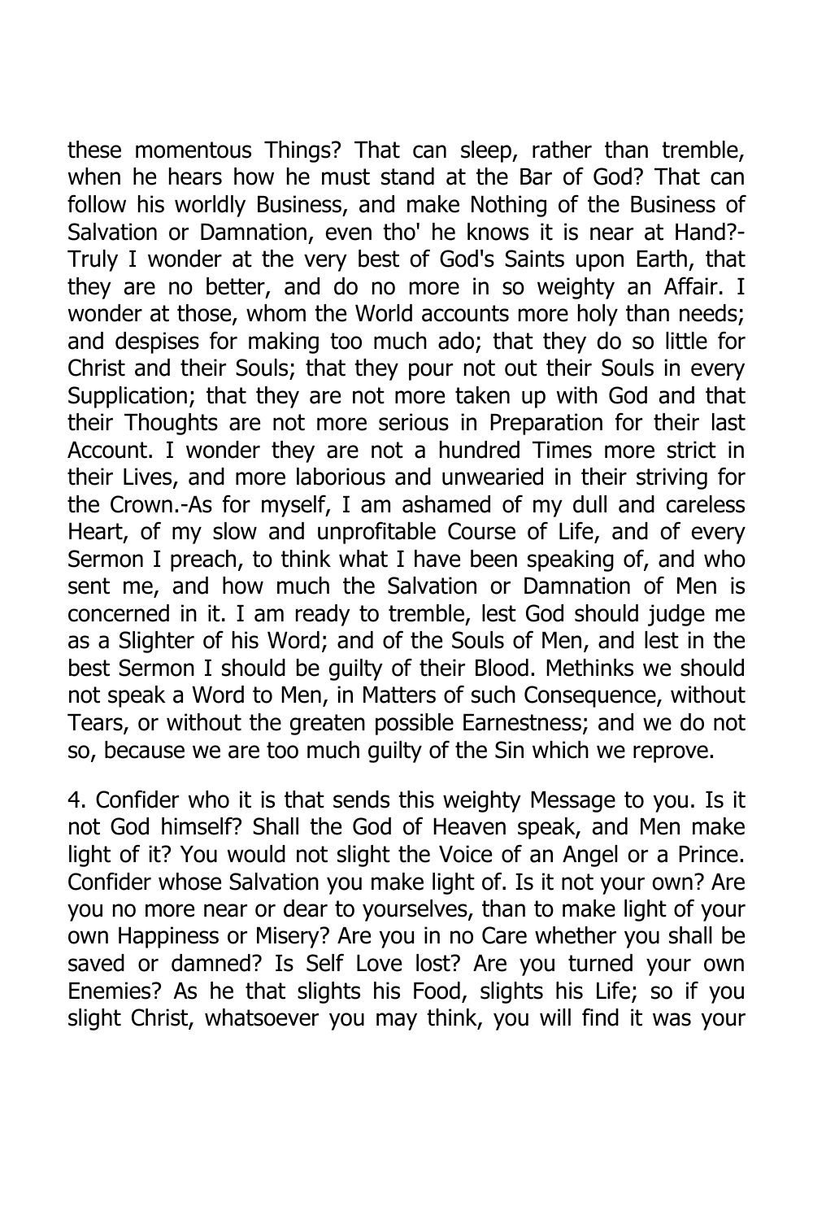these momentous Things? That can sleep, rather than tremble, when he hears how he must stand at the Bar of God? That can follow his worldly Business, and make Nothing of the Business of Salvation or Damnation, even tho' he knows it is near at Hand?-Truly I wonder at the very best of God's Saints upon Earth, that they are no better, and do no more in so weighty an Affair. I wonder at those, whom the World accounts more holy than needs; and despises for making too much ado; that they do so little for Christ and their Souls; that they pour not out their Souls in every Supplication; that they are not more taken up with God and that their Thoughts are not more serious in Preparation for their last Account. I wonder they are not a hundred Times more strict in their Lives, and more laborious and unwearied in their striving for the Crown.-As for myself, I am ashamed of my dull and careless Heart, of my slow and unprofitable Course of Life, and of every Sermon I preach, to think what I have been speaking of, and who sent me, and how much the Salvation or Damnation of Men is concerned in it. I am ready to tremble, lest God should judge me as a Slighter of his Word; and of the Souls of Men, and lest in the best Sermon I should be guilty of their Blood. Methinks we should not speak a Word to Men, in Matters of such Consequence, without Tears, or without the greaten possible Earnestness; and we do not so, because we are too much guilty of the Sin which we reprove.

4. Confider who it is that sends this weighty Message to you. Is it not God himself? Shall the God of Heaven speak, and Men make light of it? You would not slight the Voice of an Angel or a Prince. Confider whose Salvation you make light of. Is it not your own? Are you no more near or dear to yourselves, than to make light of your own Happiness or Misery? Are you in no Care whether you shall be saved or damned? Is Self Love lost? Are you turned your own Enemies? As he that slights his Food, slights his Life; so if you slight Christ, whatsoever you may think, you will find it was your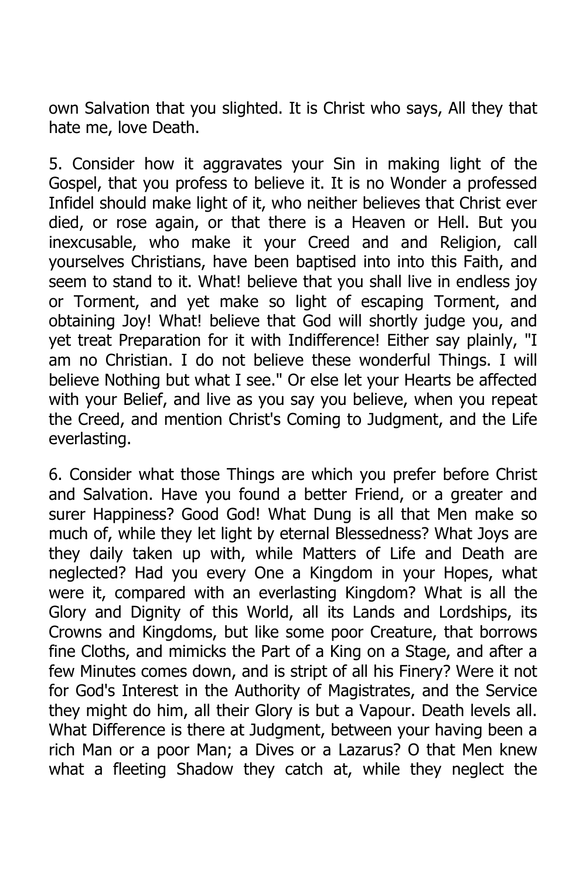own Salvation that you slighted. It is Christ who says, All they that hate me, love Death.

5. Consider how it aggravates your Sin in making light of the Gospel, that you profess to believe it. It is no Wonder a professed Infidel should make light of it, who neither believes that Christ ever died, or rose again, or that there is a Heaven or Hell. But you inexcusable, who make it your Creed and and Religion, call yourselves Christians, have been baptised into into this Faith, and seem to stand to it. What! believe that you shall live in endless joy or Torment, and yet make so light of escaping Torment, and obtaining Joy! What! believe that God will shortly judge you, and yet treat Preparation for it with Indifference! Either say plainly, "I am no Christian. I do not believe these wonderful Things. I will believe Nothing but what I see." Or else let your Hearts be affected with your Belief, and live as you say you believe, when you repeat the Creed, and mention Christ's Coming to Judgment, and the Life everlasting.

6. Consider what those Things are which you prefer before Christ and Salvation. Have you found a better Friend, or a greater and surer Happiness? Good God! What Dung is all that Men make so much of, while they let light by eternal Blessedness? What Joys are they daily taken up with, while Matters of Life and Death are neglected? Had you every One a Kingdom in your Hopes, what were it, compared with an everlasting Kingdom? What is all the Glory and Dignity of this World, all its Lands and Lordships, its Crowns and Kingdoms, but like some poor Creature, that borrows fine Cloths, and mimicks the Part of a King on a Stage, and after a few Minutes comes down, and is stript of all his Finery? Were it not for God's Interest in the Authority of Magistrates, and the Service they might do him, all their Glory is but a Vapour. Death levels all. What Difference is there at Judgment, between your having been a rich Man or a poor Man; a Dives or a Lazarus? O that Men knew what a fleeting Shadow they catch at, while they neglect the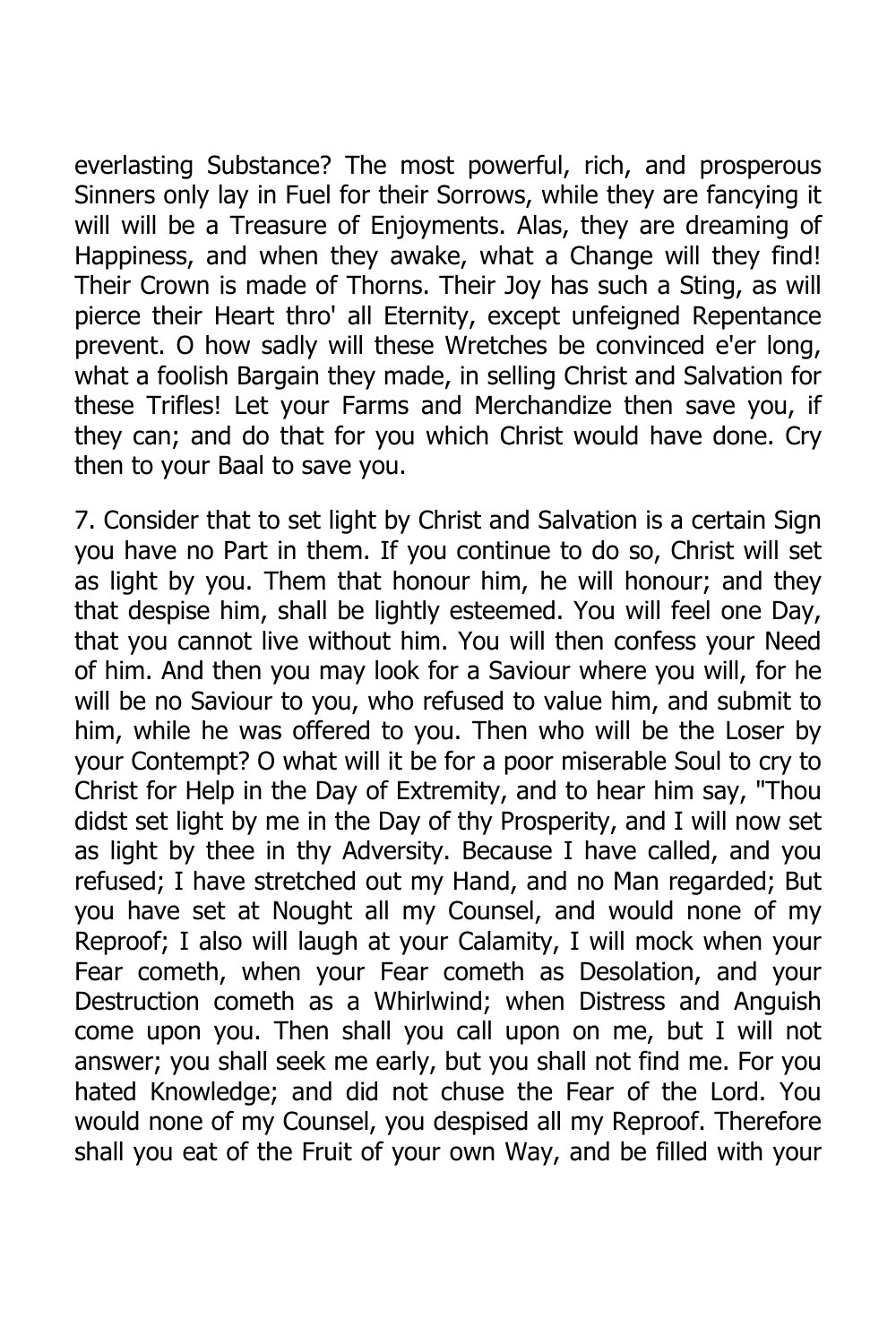everlasting Substance? The most powerful, rich, and prosperous Sinners only lay in Fuel for their Sorrows, while they are fancying it will will be a Treasure of Enjoyments. Alas, they are dreaming of Happiness, and when they awake, what a Change will they find! Their Crown is made of Thorns. Their Joy has such a Sting, as will pierce their Heart thro' all Eternity, except unfeigned Repentance prevent. O how sadly will these Wretches be convinced e'er long, what a foolish Bargain they made, in selling Christ and Salvation for these Trifles! Let your Farms and Merchandize then save you, if they can; and do that for you which Christ would have done. Cry then to your Baal to save you.

7. Consider that to set light by Christ and Salvation is a certain Sign you have no Part in them. If you continue to do so, Christ will set as light by you. Them that honour him, he will honour; and they that despise him, shall be lightly esteemed. You will feel one Day, that you cannot live without him. You will then confess your Need of him. And then you may look for a Saviour where you will, for he will be no Saviour to you, who refused to value him, and submit to him, while he was offered to you. Then who will be the Loser by your Contempt? O what will it be for a poor miserable Soul to cry to Christ for Help in the Day of Extremity, and to hear him say, "Thou didst set light by me in the Day of thy Prosperity, and I will now set as light by thee in thy Adversity. Because I have called, and you refused; I have stretched out my Hand, and no Man regarded; But you have set at Nought all my Counsel, and would none of my Reproof; I also will laugh at your Calamity, I will mock when your Fear cometh, when your Fear cometh as Desolation, and your Destruction cometh as a Whirlwind; when Distress and Anguish come upon you. Then shall you call upon on me, but I will not answer; you shall seek me early, but you shall not find me. For you hated Knowledge; and did not chuse the Fear of the Lord. You would none of my Counsel, you despised all my Reproof. Therefore shall you eat of the Fruit of your own Way, and be filled with your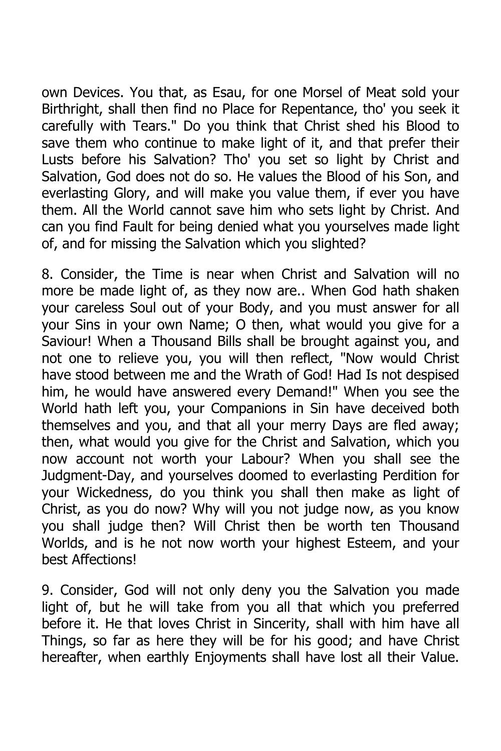own Devices. You that, as Esau, for one Morsel of Meat sold your Birthright, shall then find no Place for Repentance, tho' you seek it carefully with Tears." Do you think that Christ shed his Blood to save them who continue to make light of it, and that prefer their Lusts before his Salvation? Tho' you set so light by Christ and Salvation, God does not do so. He values the Blood of his Son, and everlasting Glory, and will make you value them, if ever you have them. All the World cannot save him who sets light by Christ. And can you find Fault for being denied what you yourselves made light of, and for missing the Salvation which you slighted?

8. Consider, the Time is near when Christ and Salvation will no more be made light of, as they now are.. When God hath shaken your careless Soul out of your Body, and you must answer for all your Sins in your own Name; O then, what would you give for a Saviour! When a Thousand Bills shall be brought against you, and not one to relieve you, you will then reflect, "Now would Christ have stood between me and the Wrath of God! Had Is not despised him, he would have answered every Demand!" When you see the World hath left you, your Companions in Sin have deceived both themselves and you, and that all your merry Days are fled away; then, what would you give for the Christ and Salvation, which you now account not worth your Labour? When you shall see the Judgment-Day, and yourselves doomed to everlasting Perdition for your Wickedness, do you think you shall then make as light of Christ, as you do now? Why will you not judge now, as you know you shall judge then? Will Christ then be worth ten Thousand Worlds, and is he not now worth your highest Esteem, and your best Affections!

9. Consider, God will not only deny you the Salvation you made light of, but he will take from you all that which you preferred before it. He that loves Christ in Sincerity, shall with him have all Things, so far as here they will be for his good; and have Christ hereafter, when earthly Enjoyments shall have lost all their Value.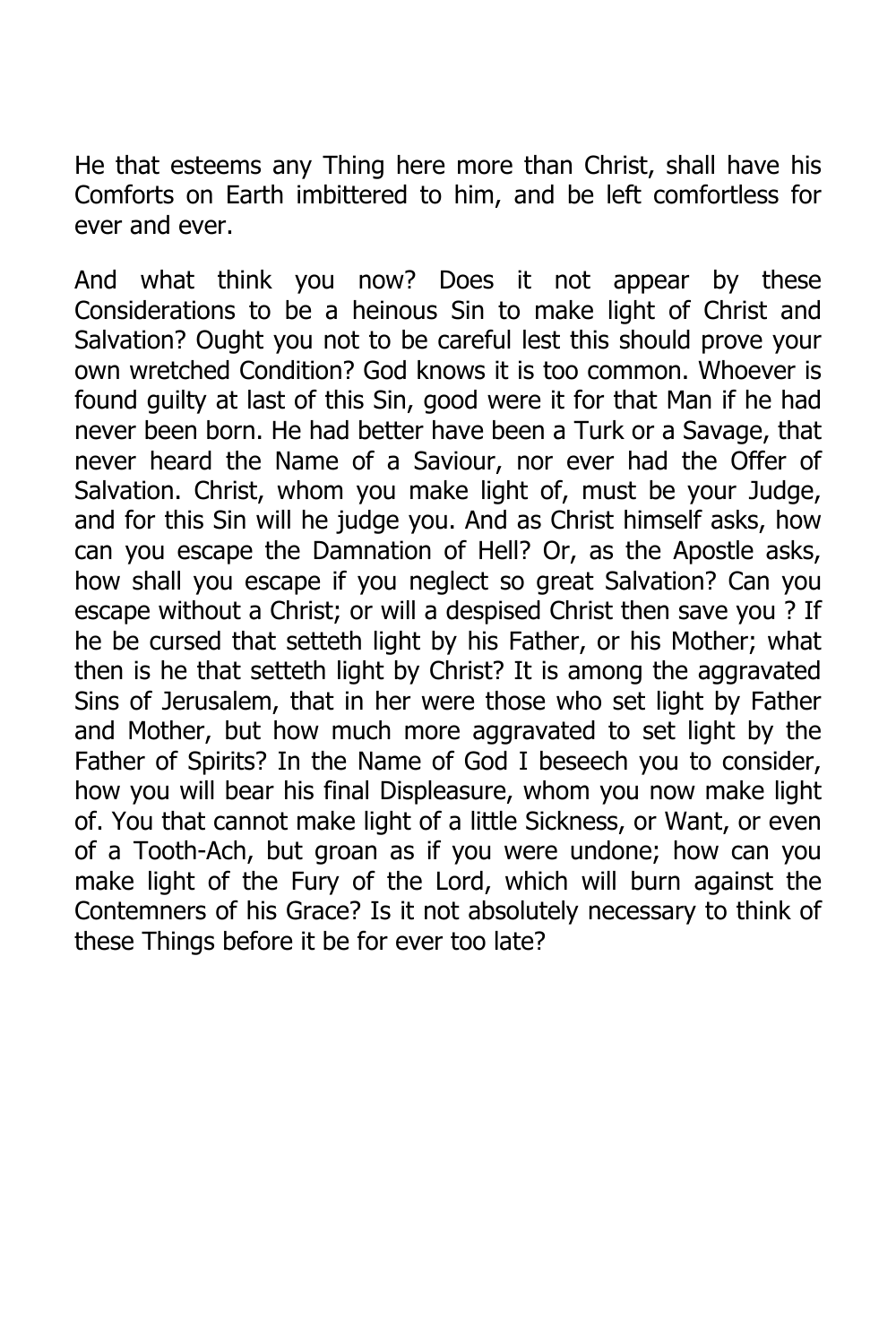He that esteems any Thing here more than Christ, shall have his Comforts on Earth imbittered to him, and be left comfortless for ever and ever.

And what think you now? Does it not appear by these Considerations to be a heinous Sin to make light of Christ and Salvation? Ought you not to be careful lest this should prove your own wretched Condition? God knows it is too common. Whoever is found guilty at last of this Sin, good were it for that Man if he had never been born. He had better have been a Turk or a Savage, that never heard the Name of a Saviour, nor ever had the Offer of Salvation. Christ, whom you make light of, must be your Judge, and for this Sin will he judge you. And as Christ himself asks, how can you escape the Damnation of Hell? Or, as the Apostle asks, how shall you escape if you neglect so great Salvation? Can you escape without a Christ; or will a despised Christ then save you ? If he be cursed that setteth light by his Father, or his Mother; what then is he that setteth light by Christ? It is among the aggravated Sins of Jerusalem, that in her were those who set light by Father and Mother, but how much more aggravated to set light by the Father of Spirits? In the Name of God I beseech you to consider, how you will bear his final Displeasure, whom you now make light of. You that cannot make light of a little Sickness, or Want, or even of a Tooth-Ach, but groan as if you were undone; how can you make light of the Fury of the Lord, which will burn against the Contemners of his Grace? Is it not absolutely necessary to think of these Things before it be for ever too late?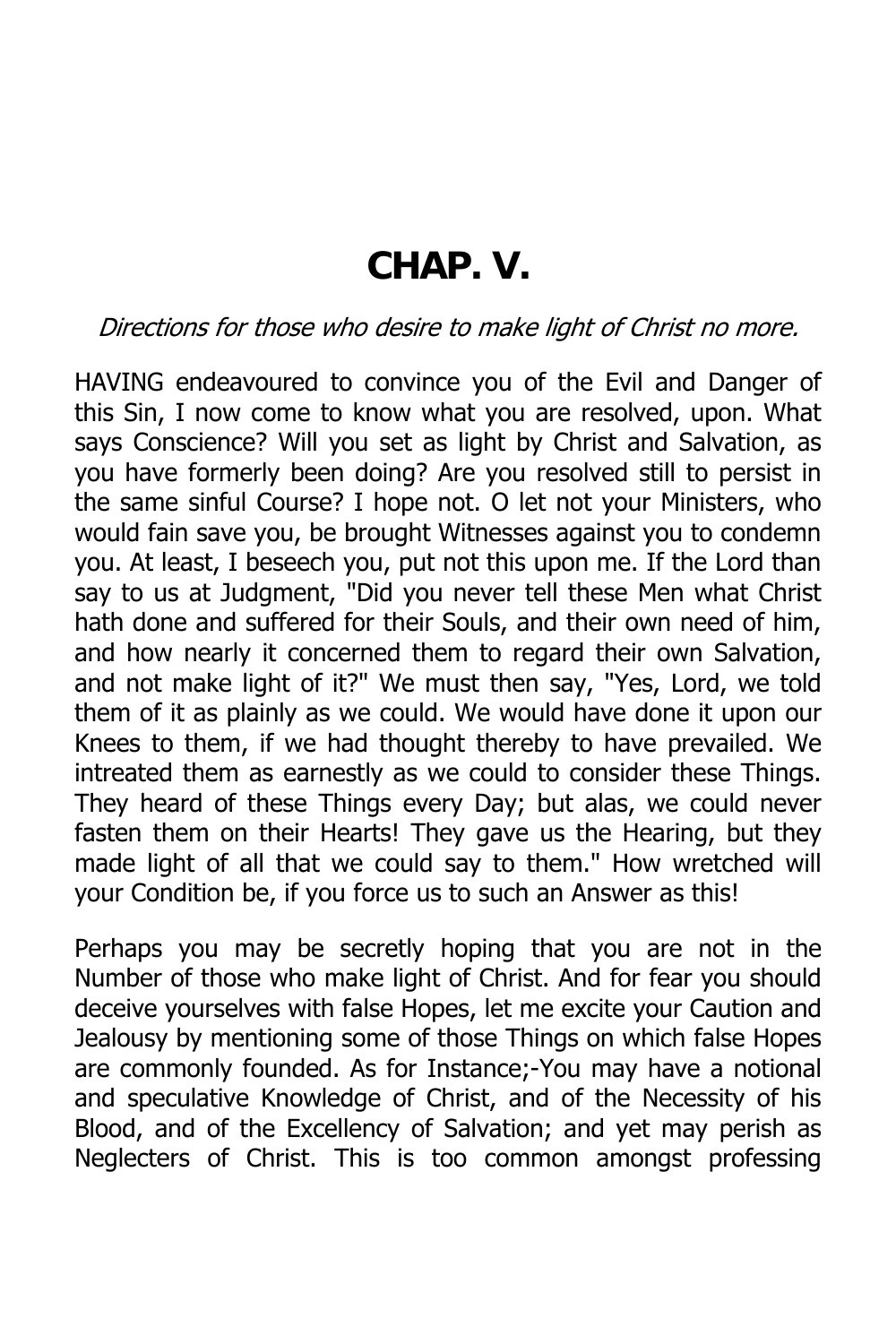# CHAP. V.

*Directions for those who desire to make light of Christ no more.*

HAVING endeavoured to convince you of the Evil and Danger of this Sin, I now come to know what you are resolved, upon. What says Conscience? Will you set as light by Christ and Salvation, as you have formerly been doing? Are you resolved still to persist in the same sinful Course? I hope not. O let not your Ministers, who would fain save you, be brought Witnesses against you to condemn you. At least, I beseech you, put not this upon me. If the Lord than say to us at Judgment, "Did you never tell these Men what Christ hath done and suffered for their Souls, and their own need of him, and how nearly it concerned them to regard their own Salvation, and not make light of it?" We must then say, "Yes, Lord, we told them of it as plainly as we could. We would have done it upon our Knees to them, if we had thought thereby to have prevailed. We intreated them as earnestly as we could to consider these Things. They heard of these Things every Day; but alas, we could never fasten them on their Hearts! They gave us the Hearing, but they made light of all that we could say to them." How wretched will your Condition be, if you force us to such an Answer as this!

Perhaps you may be secretly hoping that you are not in the Number of those who make light of Christ. And for fear you should deceive yourselves with false Hopes, let me excite your Caution and Jealousy by mentioning some of those Things on which false Hopes are commonly founded. As for Instance;-You may have a notional and speculative Knowledge of Christ, and of the Necessity of his Blood, and of the Excellency of Salvation; and yet may perish as Neglecters of Christ. This is too common amongst professing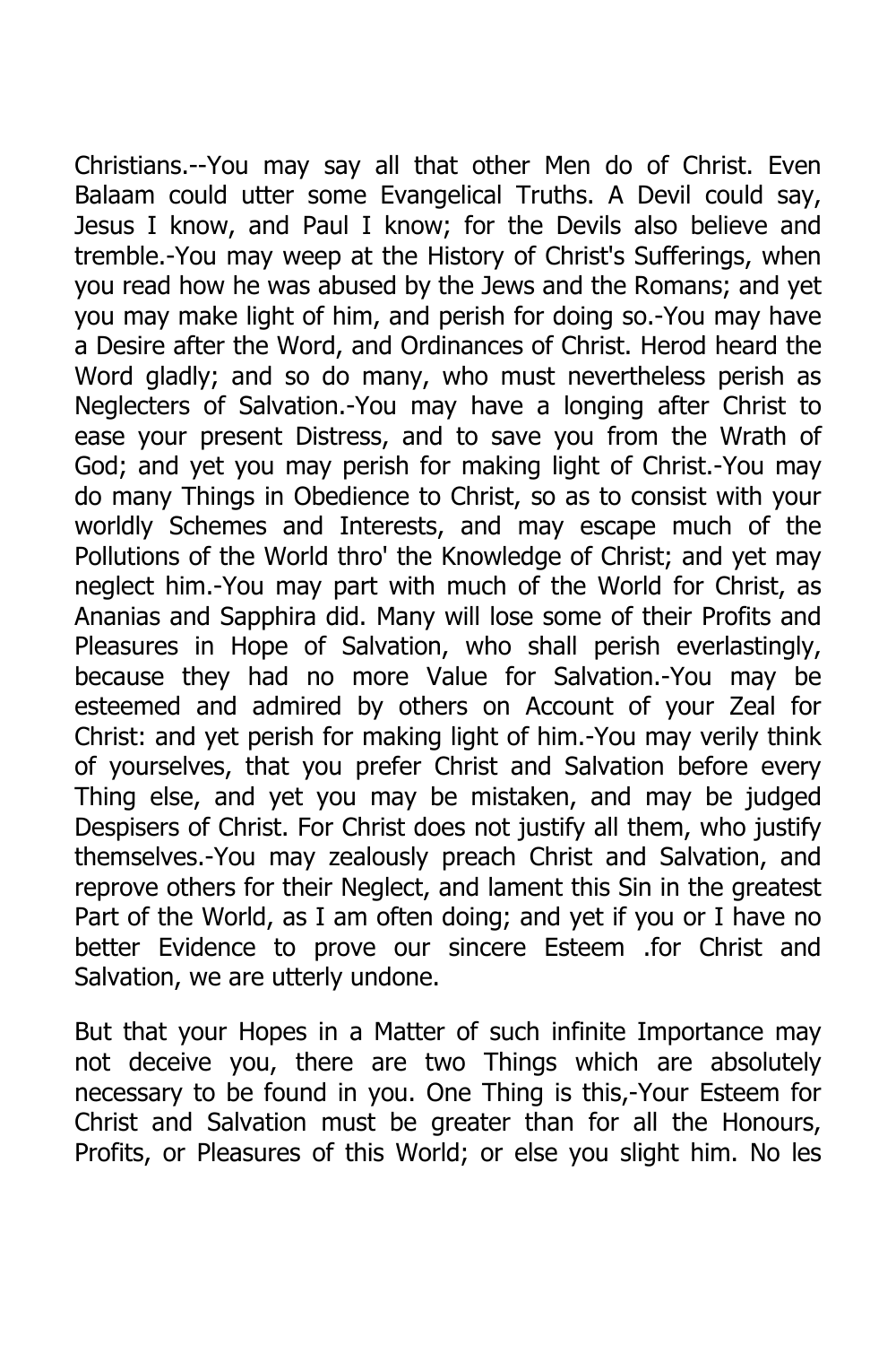Christians.--You may say all that other Men do of Christ. Even Balaam could utter some Evangelical Truths. A Devil could say, Jesus I know, and Paul I know; for the Devils also believe and tremble.-You may weep at the History of Christ's Sufferings, when you read how he was abused by the Jews and the Romans; and yet you may make light of him, and perish for doing so.-You may have a Desire after the Word, and Ordinances of Christ. Herod heard the Word gladly; and so do many, who must nevertheless perish as Neglecters of Salvation.-You may have a longing after Christ to ease your present Distress, and to save you from the Wrath of God; and yet you may perish for making light of Christ.-You may do many Things in Obedience to Christ, so as to consist with your worldly Schemes and Interests, and may escape much of the Pollutions of the World thro' the Knowledge of Christ; and yet may neglect him.-You may part with much of the World for Christ, as Ananias and Sapphira did. Many will lose some of their Profits and Pleasures in Hope of Salvation, who shall perish everlastingly, because they had no more Value for Salvation.-You may be esteemed and admired by others on Account of your Zeal for Christ: and yet perish for making light of him.-You may verily think of yourselves, that you prefer Christ and Salvation before every Thing else, and yet you may be mistaken, and may be judged Despisers of Christ. For Christ does not justify all them, who justify themselves.-You may zealously preach Christ and Salvation, and reprove others for their Neglect, and lament this Sin in the greatest Part of the World, as I am often doing; and yet if you or I have no better Evidence to prove our sincere Esteem .for Christ and Salvation, we are utterly undone.

But that your Hopes in a Matter of such infinite Importance may not deceive you, there are two Things which are absolutely necessary to be found in you. One Thing is this,-Your Esteem for Christ and Salvation must be greater than for all the Honours, Profits, or Pleasures of this World; or else you slight him. No les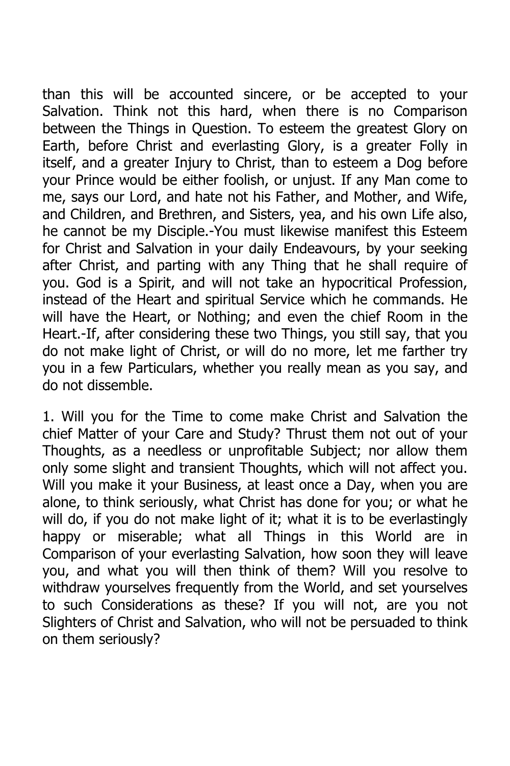than this will be accounted sincere, or be accepted to your Salvation. Think not this hard, when there is no Comparison between the Things in Question. To esteem the greatest Glory on Earth, before Christ and everlasting Glory, is a greater Folly in itself, and a greater Injury to Christ, than to esteem a Dog before your Prince would be either foolish, or unjust. If any Man come to me, says our Lord, and hate not his Father, and Mother, and Wife, and Children, and Brethren, and Sisters, yea, and his own Life also, he cannot be my Disciple.-You must likewise manifest this Esteem for Christ and Salvation in your daily Endeavours, by your seeking after Christ, and parting with any Thing that he shall require of you. God is a Spirit, and will not take an hypocritical Profession, instead of the Heart and spiritual Service which he commands. He will have the Heart, or Nothing; and even the chief Room in the Heart.-If, after considering these two Things, you still say, that you do not make light of Christ, or will do no more, let me farther try you in a few Particulars, whether you really mean as you say, and do not dissemble.

1. Will you for the Time to come make Christ and Salvation the chief Matter of your Care and Study? Thrust them not out of your Thoughts, as a needless or unprofitable Subject; nor allow them only some slight and transient Thoughts, which will not affect you. Will you make it your Business, at least once a Day, when you are alone, to think seriously, what Christ has done for you; or what he will do, if you do not make light of it; what it is to be everlastingly happy or miserable; what all Things in this World are in Comparison of your everlasting Salvation, how soon they will leave you, and what you will then think of them? Will you resolve to withdraw yourselves frequently from the World, and set yourselves to such Considerations as these? If you will not, are you not Slighters of Christ and Salvation, who will not be persuaded to think on them seriously?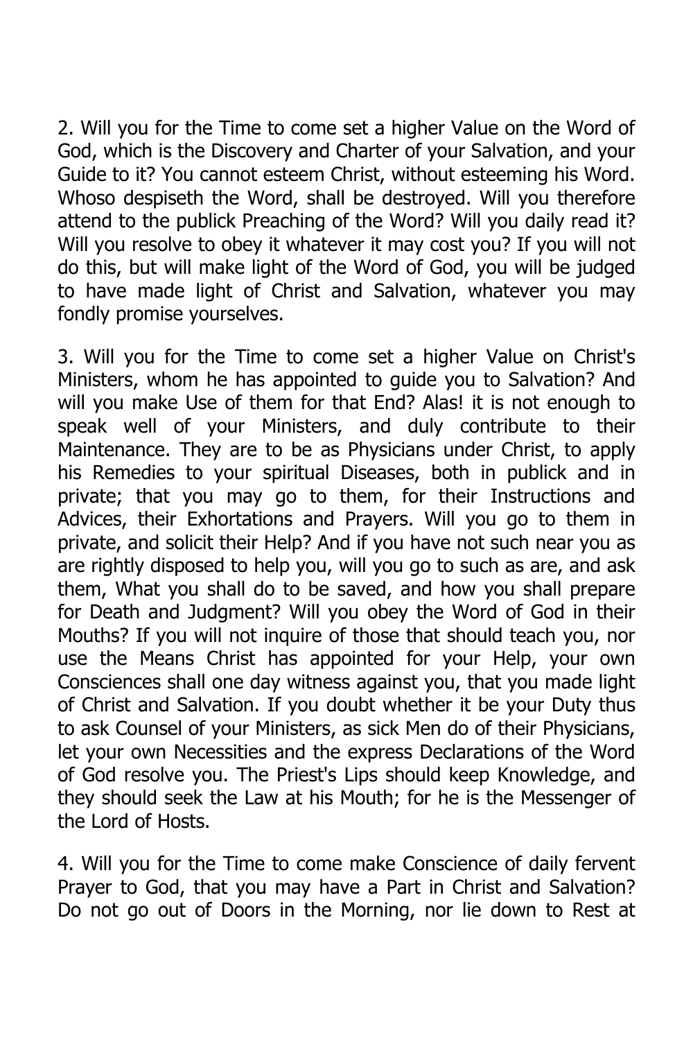2. Will you for the Time to come set a higher Value on the Word of God, which is the Discovery and Charter of your Salvation, and your Guide to it? You cannot esteem Christ, without esteeming his Word. Whoso despiseth the Word, shall be destroyed. Will you therefore attend to the publick Preaching of the Word? Will you daily read it? Will you resolve to obey it whatever it may cost you? If you will not do this, but will make light of the Word of God, you will be judged to have made light of Christ and Salvation, whatever you may fondly promise yourselves.

3. Will you for the Time to come set a higher Value on Christ's Ministers, whom he has appointed to guide you to Salvation? And will you make Use of them for that End? Alas! it is not enough to speak well of your Ministers, and duly contribute to their Maintenance. They are to be as Physicians under Christ, to apply his Remedies to your spiritual Diseases, both in publick and in private; that you may go to them, for their Instructions and Advices, their Exhortations and Prayers. Will you go to them in private, and solicit their Help? And if you have not such near you as are rightly disposed to help you, will you go to such as are, and ask them, What you shall do to be saved, and how you shall prepare for Death and Judgment? Will you obey the Word of God in their Mouths? If you will not inquire of those that should teach you, nor use the Means Christ has appointed for your Help, your own Consciences shall one day witness against you, that you made light of Christ and Salvation. If you doubt whether it be your Duty thus to ask Counsel of your Ministers, as sick Men do of their Physicians, let your own Necessities and the express Declarations of the Word of God resolve you. The Priest's Lips should keep Knowledge, and they should seek the Law at his Mouth; for he is the Messenger of the Lord of Hosts.

4. Will you for the Time to come make Conscience of daily fervent Prayer to God, that you may have a Part in Christ and Salvation? Do not go out of Doors in the Morning, nor lie down to Rest at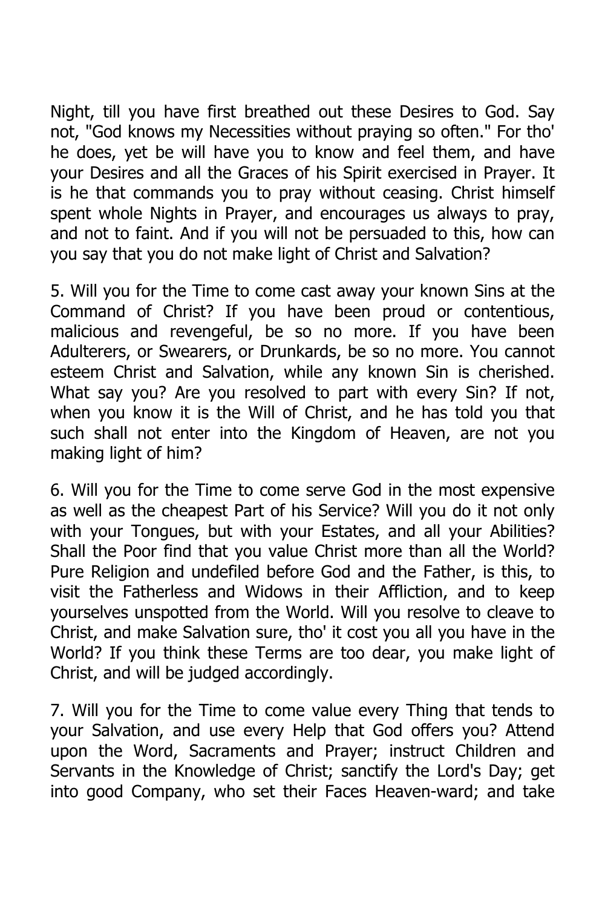Night, till you have first breathed out these Desires to God. Say not, "God knows my Necessities without praying so often." For tho' he does, yet be will have you to know and feel them, and have your Desires and all the Graces of his Spirit exercised in Prayer. It is he that commands you to pray without ceasing. Christ himself spent whole Nights in Prayer, and encourages us always to pray, and not to faint. And if you will not be persuaded to this, how can you say that you do not make light of Christ and Salvation?

5. Will you for the Time to come cast away your known Sins at the Command of Christ? If you have been proud or contentious, malicious and revengeful, be so no more. If you have been Adulterers, or Swearers, or Drunkards, be so no more. You cannot esteem Christ and Salvation, while any known Sin is cherished. What say you? Are you resolved to part with every Sin? If not, when you know it is the Will of Christ, and he has told you that such shall not enter into the Kingdom of Heaven, are not you making light of him?

6. Will you for the Time to come serve God in the most expensive as well as the cheapest Part of his Service? Will you do it not only with your Tongues, but with your Estates, and all your Abilities? Shall the Poor find that you value Christ more than all the World? Pure Religion and undefiled before God and the Father, is this, to visit the Fatherless and Widows in their Affliction, and to keep yourselves unspotted from the World. Will you resolve to cleave to Christ, and make Salvation sure, tho' it cost you all you have in the World? If you think these Terms are too dear, you make light of Christ, and will be judged accordingly.

7. Will you for the Time to come value every Thing that tends to your Salvation, and use every Help that God offers you? Attend upon the Word, Sacraments and Prayer; instruct Children and Servants in the Knowledge of Christ; sanctify the Lord's Day; get into good Company, who set their Faces Heaven-ward; and take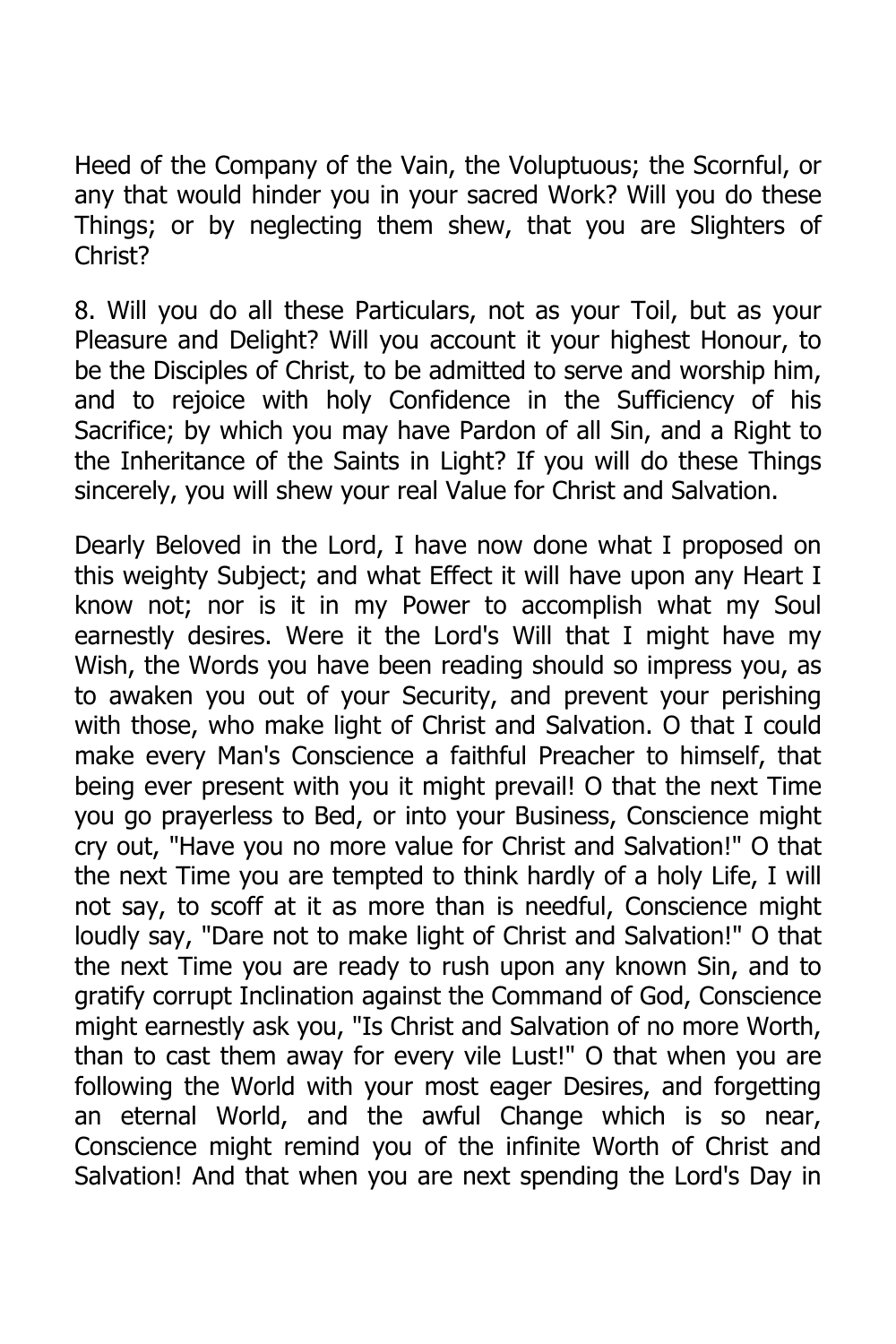Heed of the Company of the Vain, the Voluptuous; the Scornful, or any that would hinder you in your sacred Work? Will you do these Things; or by neglecting them shew, that you are Slighters of Christ?

8. Will you do all these Particulars, not as your Toil, but as your Pleasure and Delight? Will you account it your highest Honour, to be the Disciples of Christ, to be admitted to serve and worship him, and to rejoice with holy Confidence in the Sufficiency of his Sacrifice; by which you may have Pardon of all Sin, and a Right to the Inheritance of the Saints in Light? If you will do these Things sincerely, you will shew your real Value for Christ and Salvation.

Dearly Beloved in the Lord, I have now done what I proposed on this weighty Subject; and what Effect it will have upon any Heart I know not; nor is it in my Power to accomplish what my Soul earnestly desires. Were it the Lord's Will that I might have my Wish, the Words you have been reading should so impress you, as to awaken you out of your Security, and prevent your perishing with those, who make light of Christ and Salvation. O that I could make every Man's Conscience a faithful Preacher to himself, that being ever present with you it might prevail! O that the next Time you go prayerless to Bed, or into your Business, Conscience might cry out, "Have you no more value for Christ and Salvation!" O that the next Time you are tempted to think hardly of a holy Life, I will not say, to scoff at it as more than is needful, Conscience might loudly say, "Dare not to make light of Christ and Salvation!" O that the next Time you are ready to rush upon any known Sin, and to gratify corrupt Inclination against the Command of God, Conscience might earnestly ask you, "Is Christ and Salvation of no more Worth, than to cast them away for every vile Lust!" O that when you are following the World with your most eager Desires, and forgetting an eternal World, and the awful Change which is so near, Conscience might remind you of the infinite Worth of Christ and Salvation! And that when you are next spending the Lord's Day in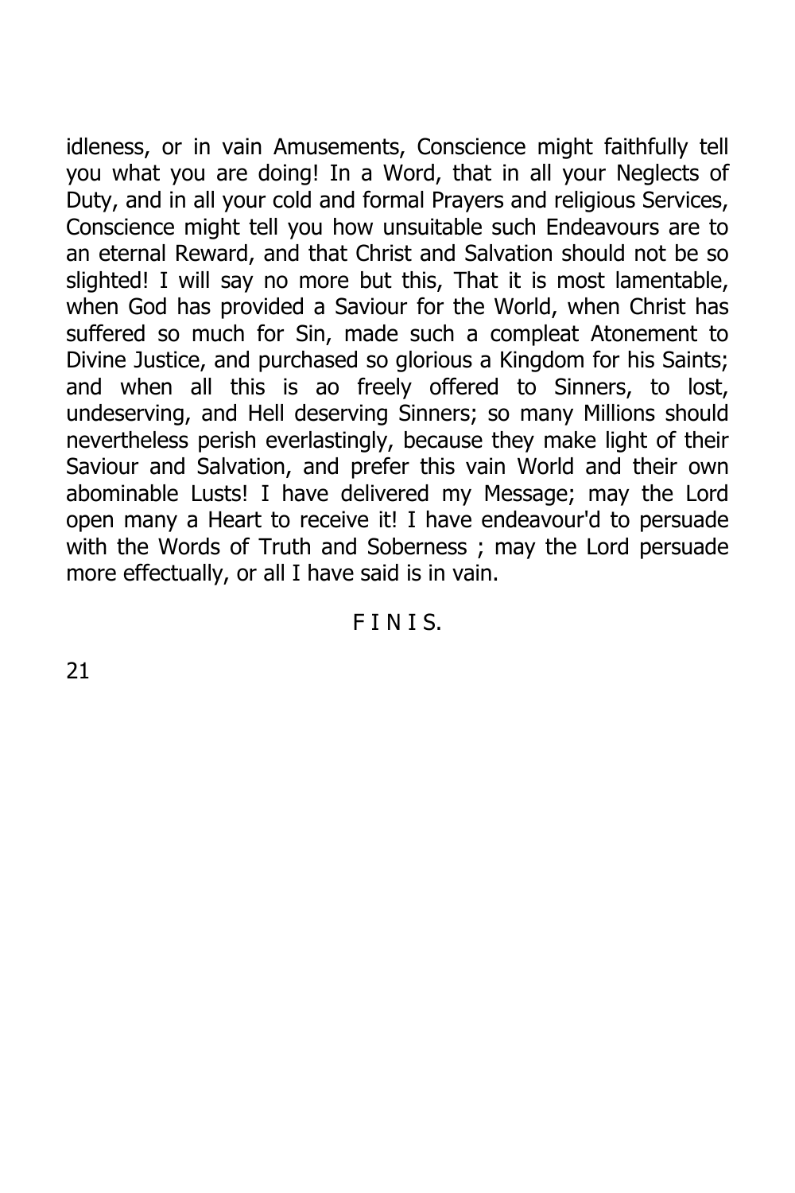idleness, or in vain Amusements, Conscience might faithfully tell you what you are doing! In a Word, that in all your Neglects of Duty, and in all your cold and formal Prayers and religious Services, Conscience might tell you how unsuitable such Endeavours are to an eternal Reward, and that Christ and Salvation should not be so slighted! I will say no more but this, That it is most lamentable, when God has provided a Saviour for the World, when Christ has suffered so much for Sin, made such a compleat Atonement to Divine Justice, and purchased so glorious a Kingdom for his Saints; and when all this is ao freely offered to Sinners, to lost, undeserving, and Hell deserving Sinners; so many Millions should nevertheless perish everlastingly, because they make light of their Saviour and Salvation, and prefer this vain World and their own abominable Lusts! I have delivered my Message; may the Lord open many a Heart to receive it! I have endeavour'd to persuade with the Words of Truth and Soberness ; may the Lord persuade more effectually, or all I have said is in vain.

F I N I S.